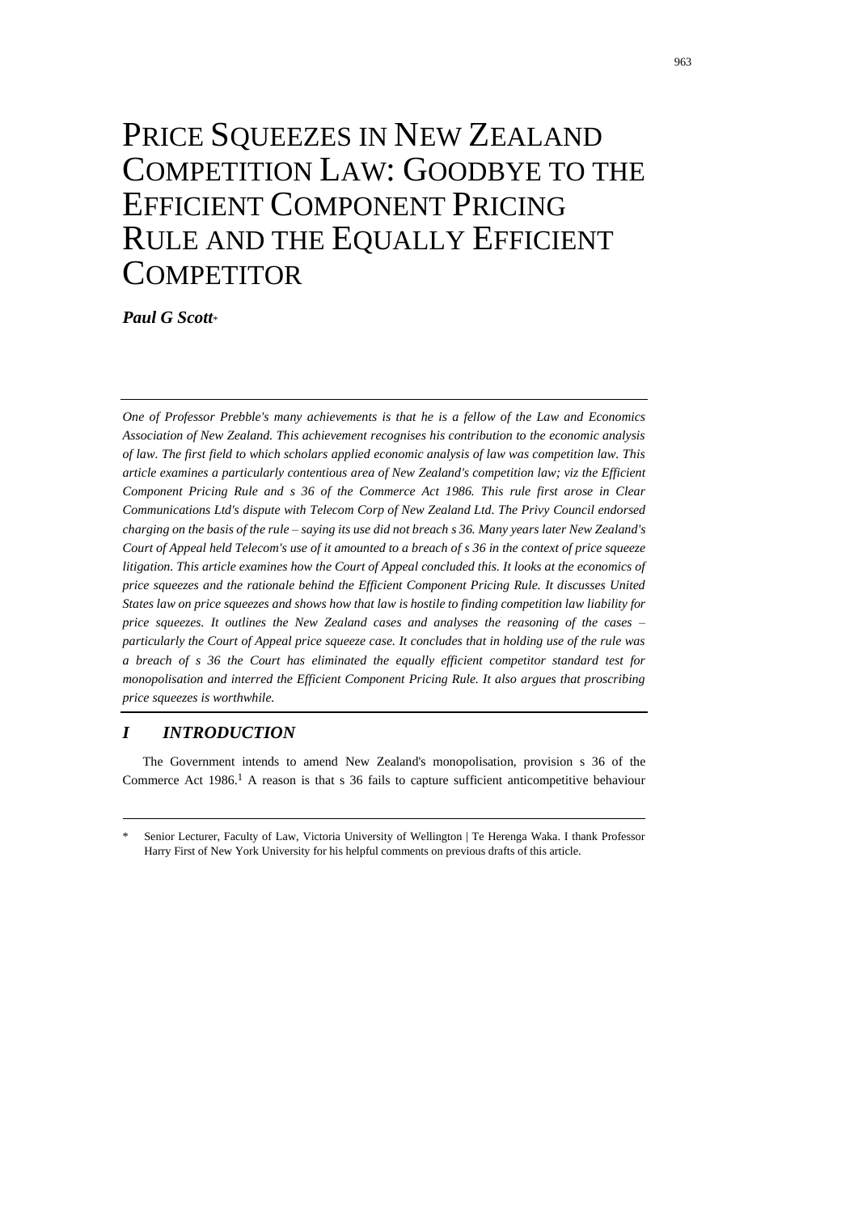# PRICE SQUEEZES IN NEW ZEALAND COMPETITION LAW: GOODBYE TO THE EFFICIENT COMPONENT PRICING RULE AND THE EQUALLY EFFICIENT COMPETITOR

***Paul G Scott****

*One of Professor Prebble's many achievements is that he is a fellow of the Law and Economics Association of New Zealand. This achievement recognises his contribution to the economic analysis of law. The first field to which scholars applied economic analysis of law was competition law. This article examines a particularly contentious area of New Zealand's competition law; viz the Efficient Component Pricing Rule and s 36 of the Commerce Act 1986. This rule first arose in Clear Communications Ltd's dispute with Telecom Corp of New Zealand Ltd. The Privy Council endorsed charging on the basis of the rule – saying its use did not breach s 36. Many years later New Zealand's Court of Appeal held Telecom's use of it amounted to a breach of s 36 in the context of price squeeze litigation. This article examines how the Court of Appeal concluded this. It looks at the economics of price squeezes and the rationale behind the Efficient Component Pricing Rule. It discusses United States law on price squeezes and shows how that law is hostile to finding competition law liability for price squeezes. It outlines the New Zealand cases and analyses the reasoning of the cases – particularly the Court of Appeal price squeeze case. It concludes that in holding use of the rule was a breach of s 36 the Court has eliminated the equally efficient competitor standard test for monopolisation and interred the Efficient Component Pricing Rule. It also argues that proscribing price squeezes is worthwhile.*

## *I INTRODUCTION*

The Government intends to amend New Zealand's monopolisation, provision s 36 of the Commerce Act 1986.[1] A reason is that s 36 fails to capture sufficient anticompetitive behaviour

\* Senior Lecturer, Faculty of Law, Victoria University of Wellington | Te Herenga Waka. I thank Professor Harry First of New York University for his helpful comments on previous drafts of this article.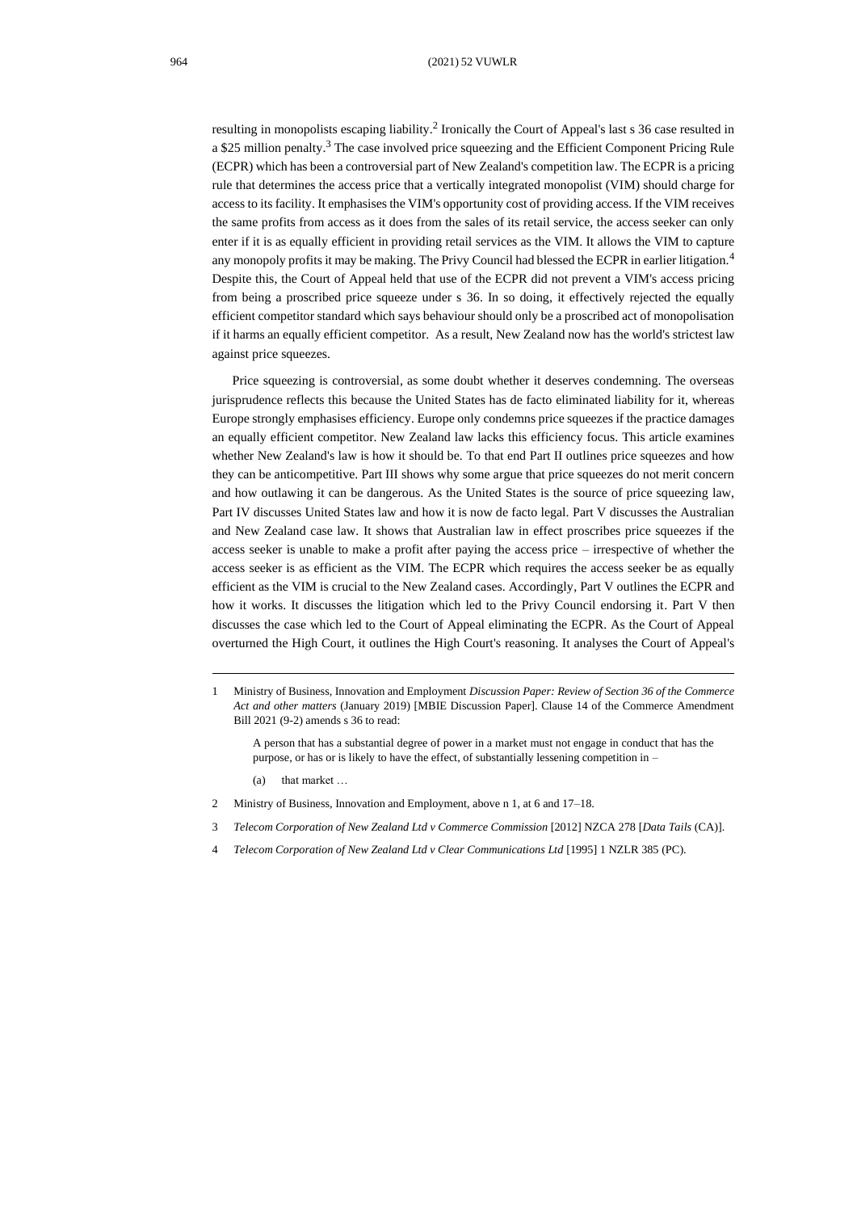resulting in monopolists escaping liability.[2] Ironically the Court of Appeal's last s 36 case resulted in a $25 million penalty.[3] The case involved price squeezing and the Efficient Component Pricing Rule (ECPR) which has been a controversial part of New Zealand's competition law. The ECPR is a pricing rule that determines the access price that a vertically integrated monopolist (VIM) should charge for access to its facility. It emphasises the VIM's opportunity cost of providing access. If the VIM receives the same profits from access as it does from the sales of its retail service, the access seeker can only enter if it is as equally efficient in providing retail services as the VIM. It allows the VIM to capture any monopoly profits it may be making. The Privy Council had blessed the ECPR in earlier litigation.[4] Despite this, the Court of Appeal held that use of the ECPR did not prevent a VIM's access pricing from being a proscribed price squeeze under s 36. In so doing, it effectively rejected the equally efficient competitor standard which says behaviour should only be a proscribed act of monopolisation if it harms an equally efficient competitor. As a result, New Zealand now has the world's strictest law against price squeezes.

Price squeezing is controversial, as some doubt whether it deserves condemning. The overseas jurisprudence reflects this because the United States has de facto eliminated liability for it, whereas Europe strongly emphasises efficiency. Europe only condemns price squeezes if the practice damages an equally efficient competitor. New Zealand law lacks this efficiency focus. This article examines whether New Zealand's law is how it should be. To that end Part II outlines price squeezes and how they can be anticompetitive. Part III shows why some argue that price squeezes do not merit concern and how outlawing it can be dangerous. As the United States is the source of price squeezing law, Part IV discusses United States law and how it is now de facto legal. Part V discusses the Australian and New Zealand case law. It shows that Australian law in effect proscribes price squeezes if the access seeker is unable to make a profit after paying the access price – irrespective of whether the access seeker is as efficient as the VIM. The ECPR which requires the access seeker be as equally efficient as the VIM is crucial to the New Zealand cases. Accordingly, Part V outlines the ECPR and how it works. It discusses the litigation which led to the Privy Council endorsing it. Part V then discusses the case which led to the Court of Appeal eliminating the ECPR. As the Court of Appeal overturned the High Court, it outlines the High Court's reasoning. It analyses the Court of Appeal's

---

1 Ministry of Business, Innovation and Employment *Discussion Paper: Review of Section 36 of the Commerce Act and other matters* (January 2019) [MBIE Discussion Paper]. Clause 14 of the Commerce Amendment Bill 2021 (9-2) amends s 36 to read:

> A person that has a substantial degree of power in a market must not engage in conduct that has the purpose, or has or is likely to have the effect, of substantially lessening competition in –
>
> (a) that market …

2 Ministry of Business, Innovation and Employment, above n 1, at 6 and 17–18.

3 *Telecom Corporation of New Zealand Ltd v Commerce Commission* [2012] NZCA 278 [*Data Tails* (CA)].

4 *Telecom Corporation of New Zealand Ltd v Clear Communications Ltd* [1995] 1 NZLR 385 (PC).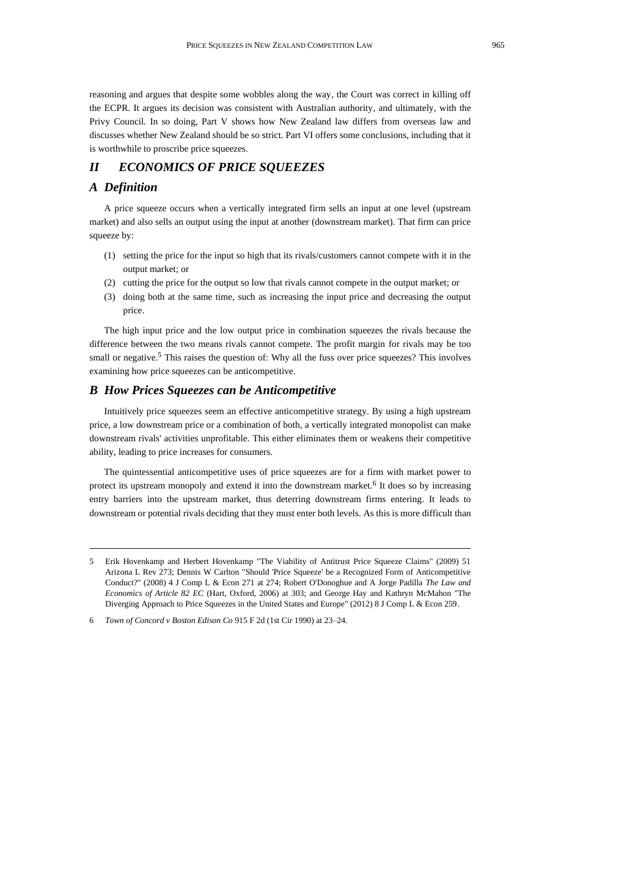reasoning and argues that despite some wobbles along the way, the Court was correct in killing off the ECPR. It argues its decision was consistent with Australian authority, and ultimately, with the Privy Council. In so doing, Part V shows how New Zealand law differs from overseas law and discusses whether New Zealand should be so strict. Part VI offers some conclusions, including that it is worthwhile to proscribe price squeezes.

## *II ECONOMICS OF PRICE SQUEEZES*

### *A Definition*

A price squeeze occurs when a vertically integrated firm sells an input at one level (upstream market) and also sells an output using the input at another (downstream market). That firm can price squeeze by:

(1) setting the price for the input so high that its rivals/customers cannot compete with it in the output market; or

(2) cutting the price for the output so low that rivals cannot compete in the output market; or

(3) doing both at the same time, such as increasing the input price and decreasing the output price.

The high input price and the low output price in combination squeezes the rivals because the difference between the two means rivals cannot compete. The profit margin for rivals may be too small or negative.[5] This raises the question of: Why all the fuss over price squeezes? This involves examining how price squeezes can be anticompetitive.

### *B How Prices Squeezes can be Anticompetitive*

Intuitively price squeezes seem an effective anticompetitive strategy. By using a high upstream price, a low downstream price or a combination of both, a vertically integrated monopolist can make downstream rivals' activities unprofitable. This either eliminates them or weakens their competitive ability, leading to price increases for consumers.

The quintessential anticompetitive uses of price squeezes are for a firm with market power to protect its upstream monopoly and extend it into the downstream market.[6] It does so by increasing entry barriers into the upstream market, thus deterring downstream firms entering. It leads to downstream or potential rivals deciding that they must enter both levels. As this is more difficult than

---

5 Erik Hovenkamp and Herbert Hovenkamp "The Viability of Antitrust Price Squeeze Claims" (2009) 51 Arizona L Rev 273; Dennis W Carlton "Should 'Price Squeeze' be a Recognized Form of Anticompetitive Conduct?" (2008) 4 J Comp L & Econ 271 at 274; Robert O'Donoghue and A Jorge Padilla *The Law and Economics of Article 82 EC* (Hart, Oxford, 2006) at 303; and George Hay and Kathryn McMahon "The Diverging Approach to Price Squeezes in the United States and Europe" (2012) 8 J Comp L & Econ 259.

6 *Town of Concord v Boston Edison Co* 915 F 2d (1st Cir 1990) at 23–24.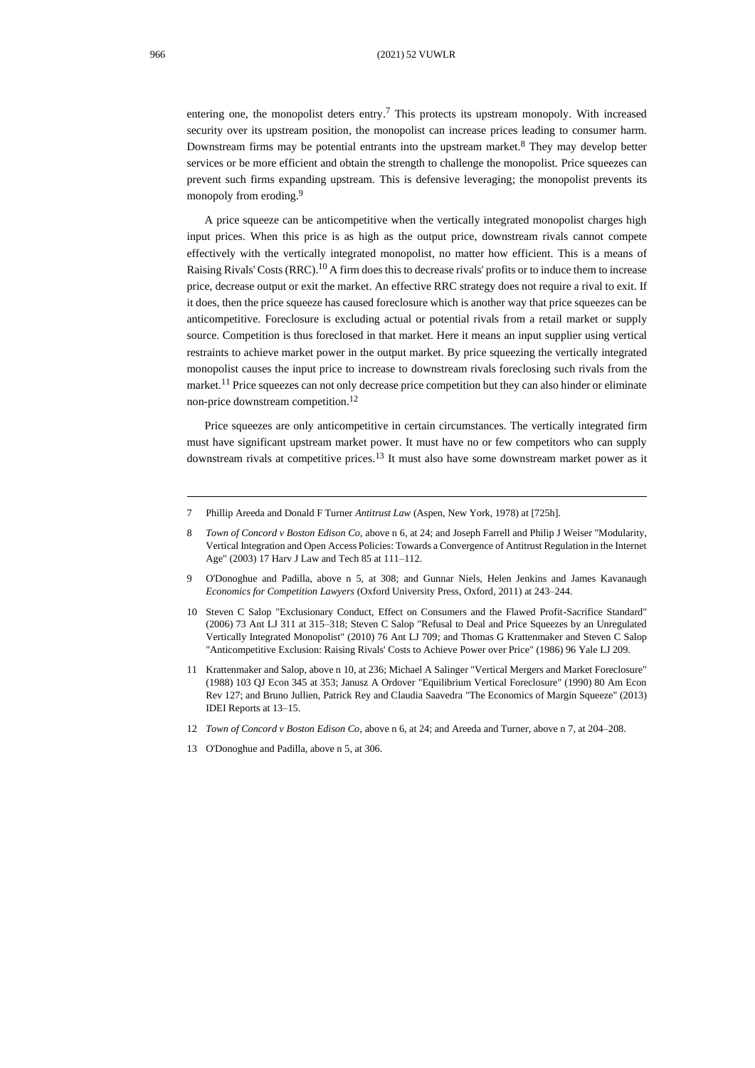entering one, the monopolist deters entry.[7] This protects its upstream monopoly. With increased security over its upstream position, the monopolist can increase prices leading to consumer harm. Downstream firms may be potential entrants into the upstream market.[8] They may develop better services or be more efficient and obtain the strength to challenge the monopolist. Price squeezes can prevent such firms expanding upstream. This is defensive leveraging; the monopolist prevents its monopoly from eroding.[9]

A price squeeze can be anticompetitive when the vertically integrated monopolist charges high input prices. When this price is as high as the output price, downstream rivals cannot compete effectively with the vertically integrated monopolist, no matter how efficient. This is a means of Raising Rivals' Costs (RRC).[10] A firm does this to decrease rivals' profits or to induce them to increase price, decrease output or exit the market. An effective RRC strategy does not require a rival to exit. If it does, then the price squeeze has caused foreclosure which is another way that price squeezes can be anticompetitive. Foreclosure is excluding actual or potential rivals from a retail market or supply source. Competition is thus foreclosed in that market. Here it means an input supplier using vertical restraints to achieve market power in the output market. By price squeezing the vertically integrated monopolist causes the input price to increase to downstream rivals foreclosing such rivals from the market.[11] Price squeezes can not only decrease price competition but they can also hinder or eliminate non-price downstream competition.[12]

Price squeezes are only anticompetitive in certain circumstances. The vertically integrated firm must have significant upstream market power. It must have no or few competitors who can supply downstream rivals at competitive prices.[13] It must also have some downstream market power as it

---

7 Phillip Areeda and Donald F Turner *Antitrust Law* (Aspen, New York, 1978) at [725h].

8 *Town of Concord v Boston Edison Co*, above n 6, at 24; and Joseph Farrell and Philip J Weiser "Modularity, Vertical Integration and Open Access Policies: Towards a Convergence of Antitrust Regulation in the Internet Age" (2003) 17 Harv J Law and Tech 85 at 111–112.

9 O'Donoghue and Padilla, above n 5, at 308; and Gunnar Niels, Helen Jenkins and James Kavanaugh *Economics for Competition Lawyers* (Oxford University Press, Oxford, 2011) at 243–244.

10 Steven C Salop "Exclusionary Conduct, Effect on Consumers and the Flawed Profit-Sacrifice Standard" (2006) 73 Ant LJ 311 at 315–318; Steven C Salop "Refusal to Deal and Price Squeezes by an Unregulated Vertically Integrated Monopolist" (2010) 76 Ant LJ 709; and Thomas G Krattenmaker and Steven C Salop "Anticompetitive Exclusion: Raising Rivals' Costs to Achieve Power over Price" (1986) 96 Yale LJ 209.

11 Krattenmaker and Salop, above n 10, at 236; Michael A Salinger "Vertical Mergers and Market Foreclosure" (1988) 103 QJ Econ 345 at 353; Janusz A Ordover "Equilibrium Vertical Foreclosure" (1990) 80 Am Econ Rev 127; and Bruno Jullien, Patrick Rey and Claudia Saavedra "The Economics of Margin Squeeze" (2013) IDEI Reports at 13–15.

12 *Town of Concord v Boston Edison Co*, above n 6, at 24; and Areeda and Turner, above n 7, at 204–208.

13 O'Donoghue and Padilla, above n 5, at 306.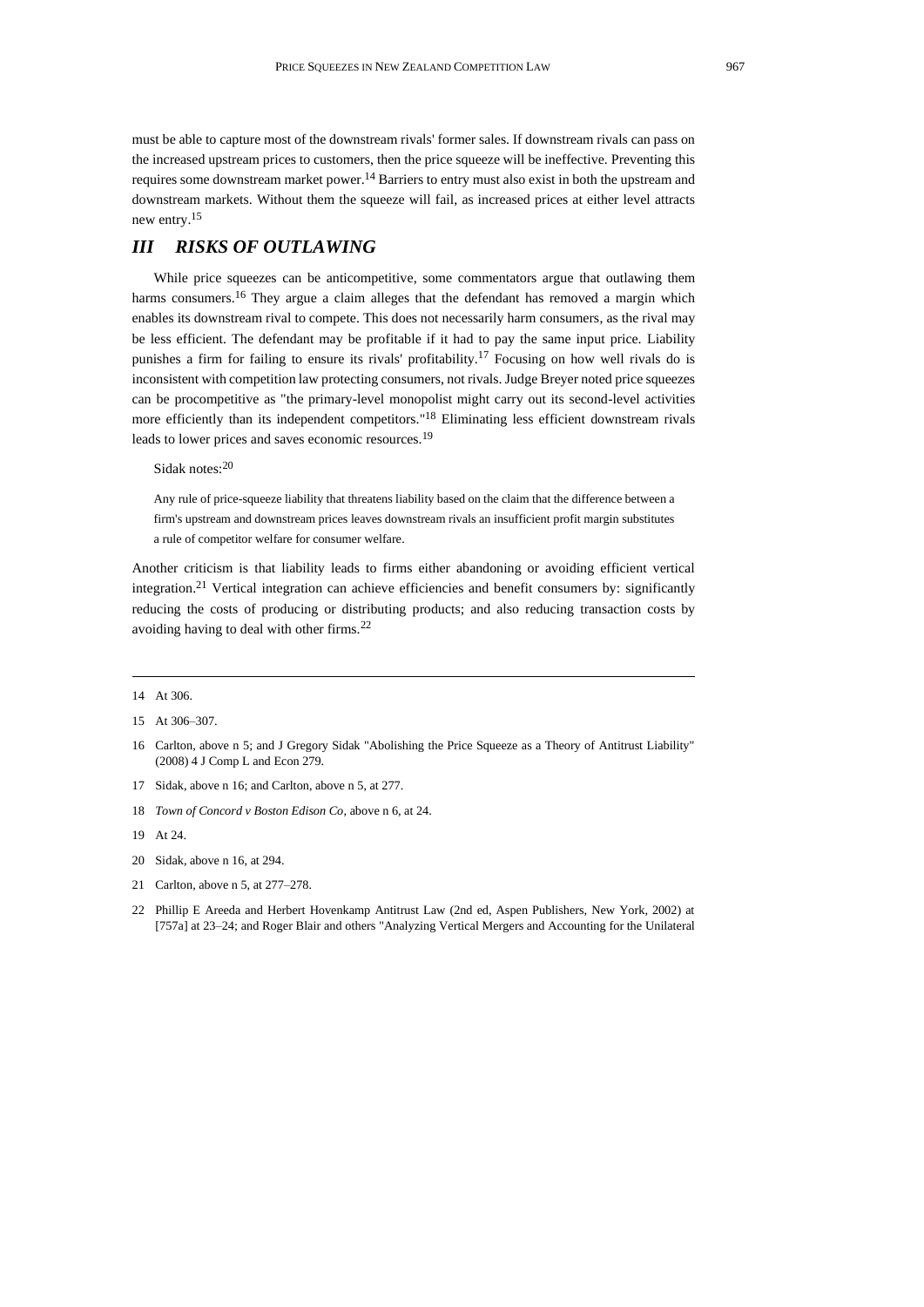must be able to capture most of the downstream rivals' former sales. If downstream rivals can pass on the increased upstream prices to customers, then the price squeeze will be ineffective. Preventing this requires some downstream market power.[14] Barriers to entry must also exist in both the upstream and downstream markets. Without them the squeeze will fail, as increased prices at either level attracts new entry.[15]

## *III RISKS OF OUTLAWING*

While price squeezes can be anticompetitive, some commentators argue that outlawing them harms consumers.[16] They argue a claim alleges that the defendant has removed a margin which enables its downstream rival to compete. This does not necessarily harm consumers, as the rival may be less efficient. The defendant may be profitable if it had to pay the same input price. Liability punishes a firm for failing to ensure its rivals' profitability.[17] Focusing on how well rivals do is inconsistent with competition law protecting consumers, not rivals. Judge Breyer noted price squeezes can be procompetitive as "the primary-level monopolist might carry out its second-level activities more efficiently than its independent competitors."[18] Eliminating less efficient downstream rivals leads to lower prices and saves economic resources.[19]

Sidak notes:[20]

> Any rule of price-squeeze liability that threatens liability based on the claim that the difference between a firm's upstream and downstream prices leaves downstream rivals an insufficient profit margin substitutes a rule of competitor welfare for consumer welfare.

Another criticism is that liability leads to firms either abandoning or avoiding efficient vertical integration.[21] Vertical integration can achieve efficiencies and benefit consumers by: significantly reducing the costs of producing or distributing products; and also reducing transaction costs by avoiding having to deal with other firms.[22]

---

14 At 306.

15 At 306–307.

16 Carlton, above n 5; and J Gregory Sidak "Abolishing the Price Squeeze as a Theory of Antitrust Liability" (2008) 4 J Comp L and Econ 279.

17 Sidak, above n 16; and Carlton, above n 5, at 277.

18 *Town of Concord v Boston Edison Co*, above n 6, at 24.

19 At 24.

20 Sidak, above n 16, at 294.

21 Carlton, above n 5, at 277–278.

22 Phillip E Areeda and Herbert Hovenkamp Antitrust Law (2nd ed, Aspen Publishers, New York, 2002) at [757a] at 23–24; and Roger Blair and others "Analyzing Vertical Mergers and Accounting for the Unilateral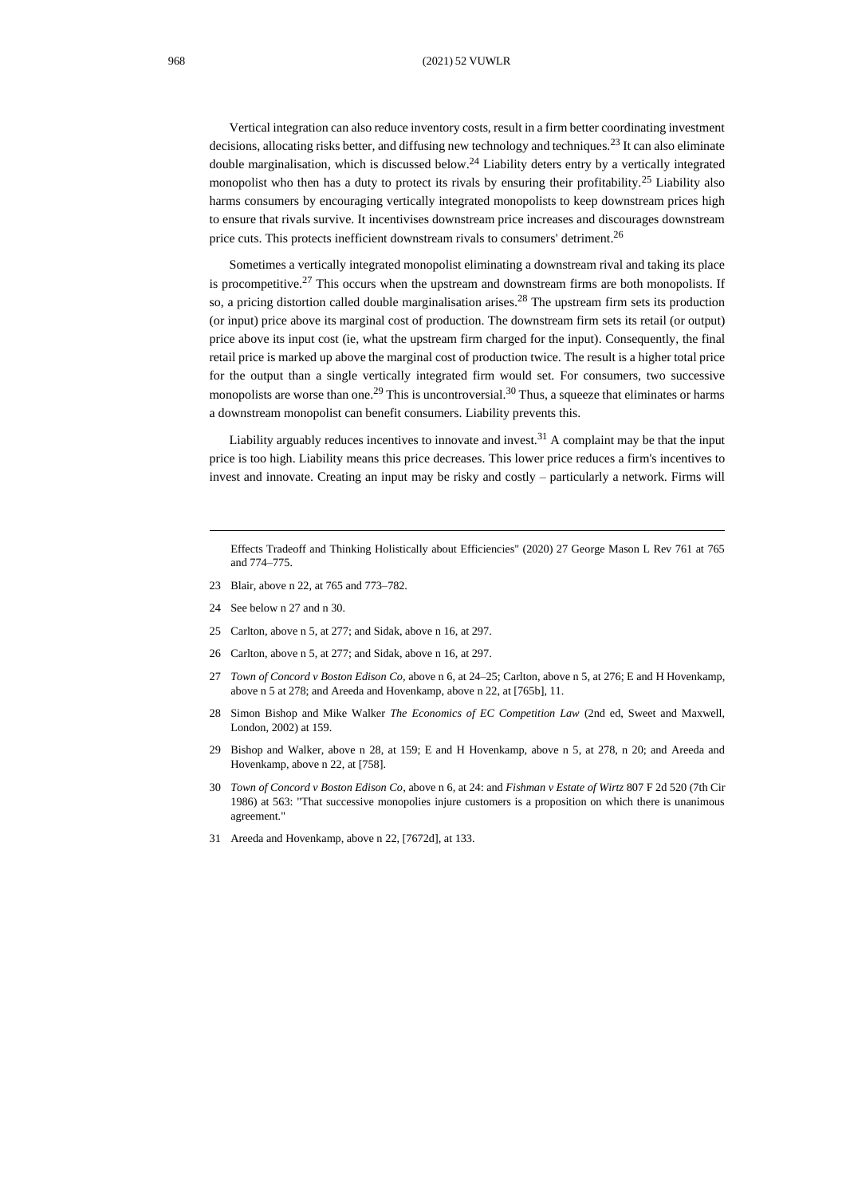Vertical integration can also reduce inventory costs, result in a firm better coordinating investment decisions, allocating risks better, and diffusing new technology and techniques.[23] It can also eliminate double marginalisation, which is discussed below.[24] Liability deters entry by a vertically integrated monopolist who then has a duty to protect its rivals by ensuring their profitability.[25] Liability also harms consumers by encouraging vertically integrated monopolists to keep downstream prices high to ensure that rivals survive. It incentivises downstream price increases and discourages downstream price cuts. This protects inefficient downstream rivals to consumers' detriment.[26]

Sometimes a vertically integrated monopolist eliminating a downstream rival and taking its place is procompetitive.[27] This occurs when the upstream and downstream firms are both monopolists. If so, a pricing distortion called double marginalisation arises.[28] The upstream firm sets its production (or input) price above its marginal cost of production. The downstream firm sets its retail (or output) price above its input cost (ie, what the upstream firm charged for the input). Consequently, the final retail price is marked up above the marginal cost of production twice. The result is a higher total price for the output than a single vertically integrated firm would set. For consumers, two successive monopolists are worse than one.[29] This is uncontroversial.[30] Thus, a squeeze that eliminates or harms a downstream monopolist can benefit consumers. Liability prevents this.

Liability arguably reduces incentives to innovate and invest.[31] A complaint may be that the input price is too high. Liability means this price decreases. This lower price reduces a firm's incentives to invest and innovate. Creating an input may be risky and costly – particularly a network. Firms will

---

Effects Tradeoff and Thinking Holistically about Efficiencies" (2020) 27 George Mason L Rev 761 at 765 and 774–775.

23 Blair, above n 22, at 765 and 773–782.

24 See below n 27 and n 30.

25 Carlton, above n 5, at 277; and Sidak, above n 16, at 297.

26 Carlton, above n 5, at 277; and Sidak, above n 16, at 297.

27 *Town of Concord v Boston Edison Co*, above n 6, at 24–25; Carlton, above n 5, at 276; E and H Hovenkamp, above n 5 at 278; and Areeda and Hovenkamp, above n 22, at [765b], 11.

28 Simon Bishop and Mike Walker *The Economics of EC Competition Law* (2nd ed, Sweet and Maxwell, London, 2002) at 159.

29 Bishop and Walker, above n 28, at 159; E and H Hovenkamp, above n 5, at 278, n 20; and Areeda and Hovenkamp, above n 22, at [758].

30 *Town of Concord v Boston Edison Co*, above n 6, at 24: and *Fishman v Estate of Wirtz* 807 F 2d 520 (7th Cir 1986) at 563: "That successive monopolies injure customers is a proposition on which there is unanimous agreement."

31 Areeda and Hovenkamp, above n 22, [7672d], at 133.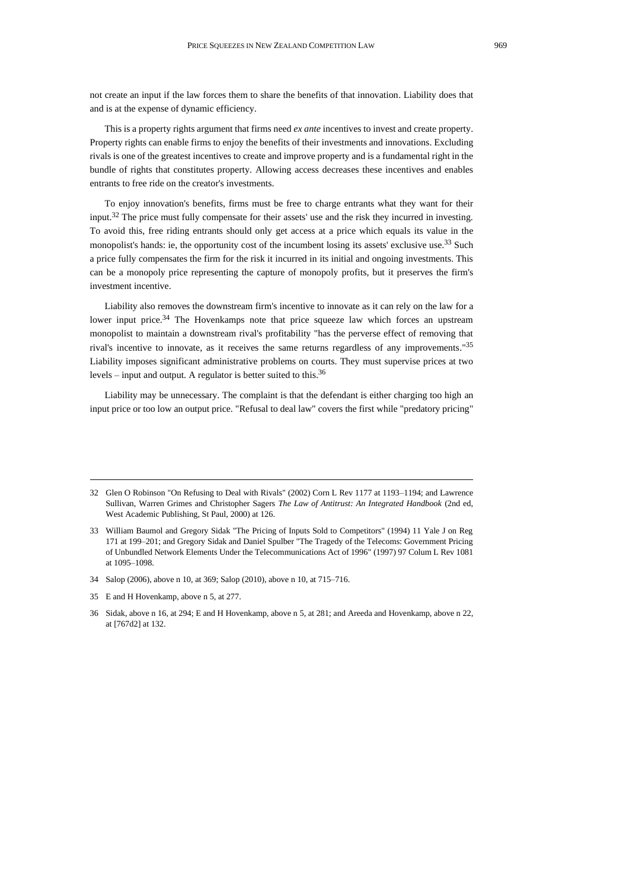not create an input if the law forces them to share the benefits of that innovation. Liability does that and is at the expense of dynamic efficiency.

This is a property rights argument that firms need *ex ante* incentives to invest and create property. Property rights can enable firms to enjoy the benefits of their investments and innovations. Excluding rivals is one of the greatest incentives to create and improve property and is a fundamental right in the bundle of rights that constitutes property. Allowing access decreases these incentives and enables entrants to free ride on the creator's investments.

To enjoy innovation's benefits, firms must be free to charge entrants what they want for their input.[32] The price must fully compensate for their assets' use and the risk they incurred in investing. To avoid this, free riding entrants should only get access at a price which equals its value in the monopolist's hands: ie, the opportunity cost of the incumbent losing its assets' exclusive use.[33] Such a price fully compensates the firm for the risk it incurred in its initial and ongoing investments. This can be a monopoly price representing the capture of monopoly profits, but it preserves the firm's investment incentive.

Liability also removes the downstream firm's incentive to innovate as it can rely on the law for a lower input price.[34] The Hovenkamps note that price squeeze law which forces an upstream monopolist to maintain a downstream rival's profitability "has the perverse effect of removing that rival's incentive to innovate, as it receives the same returns regardless of any improvements."[35] Liability imposes significant administrative problems on courts. They must supervise prices at two levels – input and output. A regulator is better suited to this.[36]

Liability may be unnecessary. The complaint is that the defendant is either charging too high an input price or too low an output price. "Refusal to deal law" covers the first while "predatory pricing"

---

32 Glen O Robinson "On Refusing to Deal with Rivals" (2002) Corn L Rev 1177 at 1193–1194; and Lawrence Sullivan, Warren Grimes and Christopher Sagers *The Law of Antitrust: An Integrated Handbook* (2nd ed, West Academic Publishing, St Paul, 2000) at 126.

33 William Baumol and Gregory Sidak "The Pricing of Inputs Sold to Competitors" (1994) 11 Yale J on Reg 171 at 199–201; and Gregory Sidak and Daniel Spulber "The Tragedy of the Telecoms: Government Pricing of Unbundled Network Elements Under the Telecommunications Act of 1996" (1997) 97 Colum L Rev 1081 at 1095–1098.

34 Salop (2006), above n 10, at 369; Salop (2010), above n 10, at 715–716.

35 E and H Hovenkamp, above n 5, at 277.

36 Sidak, above n 16, at 294; E and H Hovenkamp, above n 5, at 281; and Areeda and Hovenkamp, above n 22, at [767d2] at 132.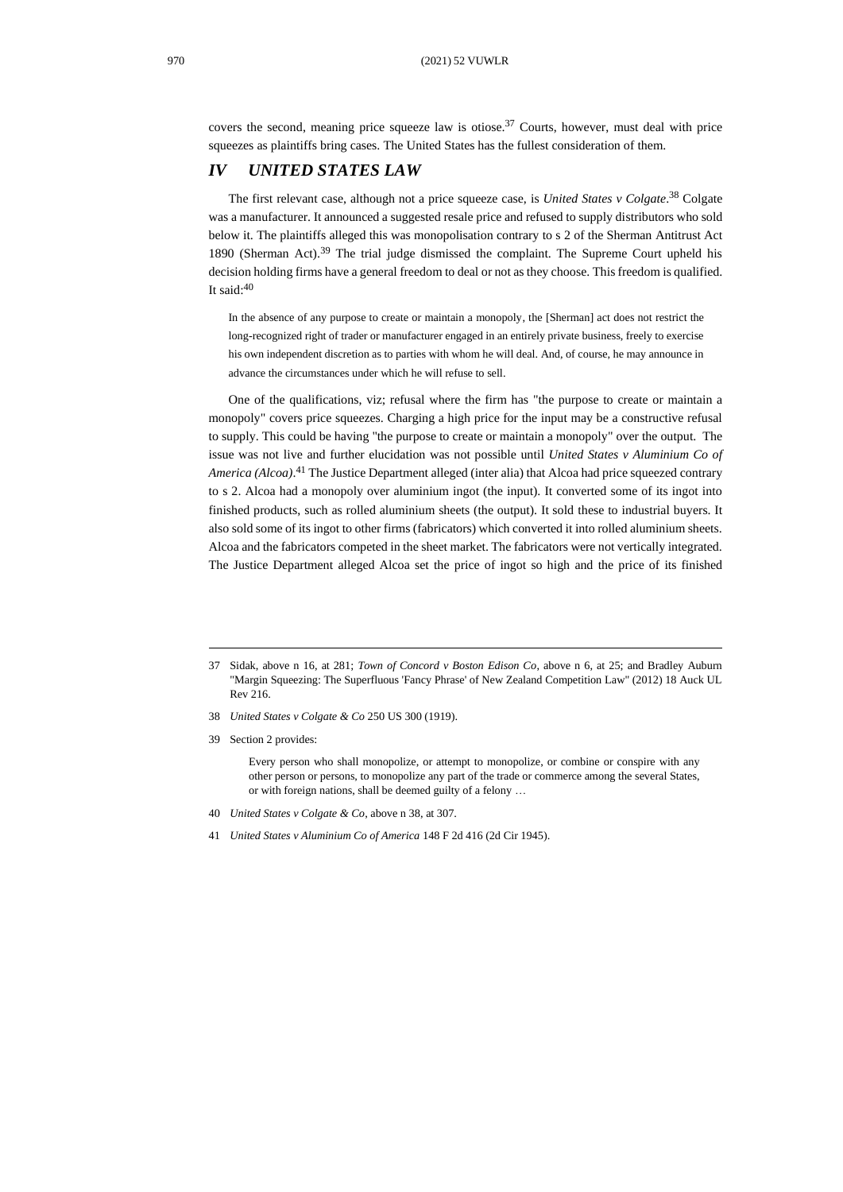covers the second, meaning price squeeze law is otiose.[37] Courts, however, must deal with price squeezes as plaintiffs bring cases. The United States has the fullest consideration of them.

## IV UNITED STATES LAW

The first relevant case, although not a price squeeze case, is *United States v Colgate*.[38] Colgate was a manufacturer. It announced a suggested resale price and refused to supply distributors who sold below it. The plaintiffs alleged this was monopolisation contrary to s 2 of the Sherman Antitrust Act 1890 (Sherman Act).[39] The trial judge dismissed the complaint. The Supreme Court upheld his decision holding firms have a general freedom to deal or not as they choose. This freedom is qualified. It said:[40]

> In the absence of any purpose to create or maintain a monopoly, the [Sherman] act does not restrict the long-recognized right of trader or manufacturer engaged in an entirely private business, freely to exercise his own independent discretion as to parties with whom he will deal. And, of course, he may announce in advance the circumstances under which he will refuse to sell.

One of the qualifications, viz; refusal where the firm has "the purpose to create or maintain a monopoly" covers price squeezes. Charging a high price for the input may be a constructive refusal to supply. This could be having "the purpose to create or maintain a monopoly" over the output. The issue was not live and further elucidation was not possible until *United States v Aluminium Co of America (Alcoa)*.[41] The Justice Department alleged (inter alia) that Alcoa had price squeezed contrary to s 2. Alcoa had a monopoly over aluminium ingot (the input). It converted some of its ingot into finished products, such as rolled aluminium sheets (the output). It sold these to industrial buyers. It also sold some of its ingot to other firms (fabricators) which converted it into rolled aluminium sheets. Alcoa and the fabricators competed in the sheet market. The fabricators were not vertically integrated. The Justice Department alleged Alcoa set the price of ingot so high and the price of its finished

---

37 Sidak, above n 16, at 281; *Town of Concord v Boston Edison Co*, above n 6, at 25; and Bradley Auburn "Margin Squeezing: The Superfluous 'Fancy Phrase' of New Zealand Competition Law" (2012) 18 Auck UL Rev 216.

38 *United States v Colgate & Co* 250 US 300 (1919).

39 Section 2 provides:

> Every person who shall monopolize, or attempt to monopolize, or combine or conspire with any other person or persons, to monopolize any part of the trade or commerce among the several States, or with foreign nations, shall be deemed guilty of a felony …

40 *United States v Colgate & Co*, above n 38, at 307.

41 *United States v Aluminium Co of America* 148 F 2d 416 (2d Cir 1945).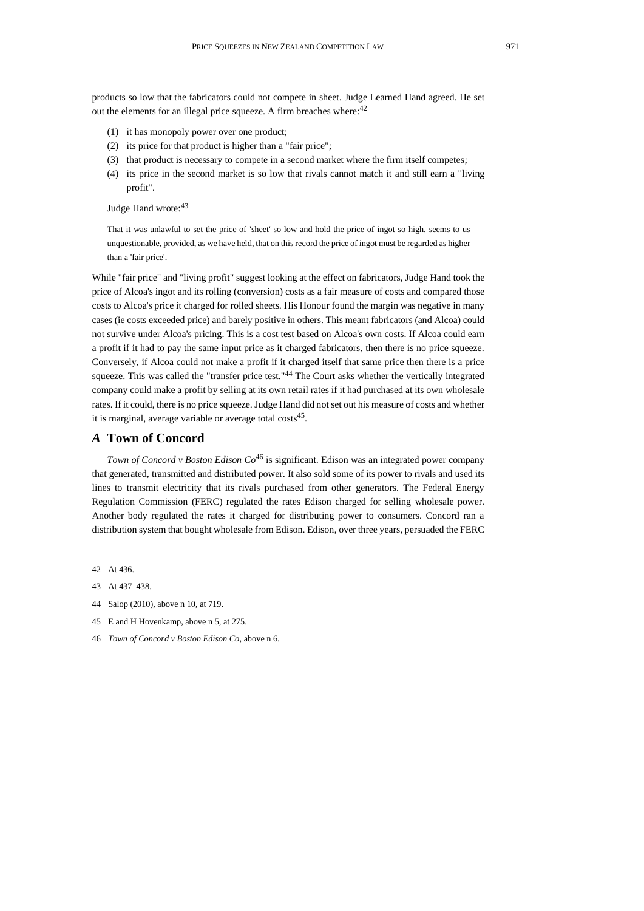products so low that the fabricators could not compete in sheet. Judge Learned Hand agreed. He set out the elements for an illegal price squeeze. A firm breaches where:[42]

(1) it has monopoly power over one product;
(2) its price for that product is higher than a "fair price";
(3) that product is necessary to compete in a second market where the firm itself competes;
(4) its price in the second market is so low that rivals cannot match it and still earn a "living profit".

Judge Hand wrote:[43]

> That it was unlawful to set the price of 'sheet' so low and hold the price of ingot so high, seems to us unquestionable, provided, as we have held, that on this record the price of ingot must be regarded as higher than a 'fair price'.

While "fair price" and "living profit" suggest looking at the effect on fabricators, Judge Hand took the price of Alcoa's ingot and its rolling (conversion) costs as a fair measure of costs and compared those costs to Alcoa's price it charged for rolled sheets. His Honour found the margin was negative in many cases (ie costs exceeded price) and barely positive in others. This meant fabricators (and Alcoa) could not survive under Alcoa's pricing. This is a cost test based on Alcoa's own costs. If Alcoa could earn a profit if it had to pay the same input price as it charged fabricators, then there is no price squeeze. Conversely, if Alcoa could not make a profit if it charged itself that same price then there is a price squeeze. This was called the "transfer price test."[44] The Court asks whether the vertically integrated company could make a profit by selling at its own retail rates if it had purchased at its own wholesale rates. If it could, there is no price squeeze. Judge Hand did not set out his measure of costs and whether it is marginal, average variable or average total costs[45].

## *A* Town of Concord

*Town of Concord v Boston Edison Co*[46] is significant. Edison was an integrated power company that generated, transmitted and distributed power. It also sold some of its power to rivals and used its lines to transmit electricity that its rivals purchased from other generators. The Federal Energy Regulation Commission (FERC) regulated the rates Edison charged for selling wholesale power. Another body regulated the rates it charged for distributing power to consumers. Concord ran a distribution system that bought wholesale from Edison. Edison, over three years, persuaded the FERC

---

42 At 436.

43 At 437–438.

44 Salop (2010), above n 10, at 719.

45 E and H Hovenkamp, above n 5, at 275.

46 *Town of Concord v Boston Edison Co*, above n 6.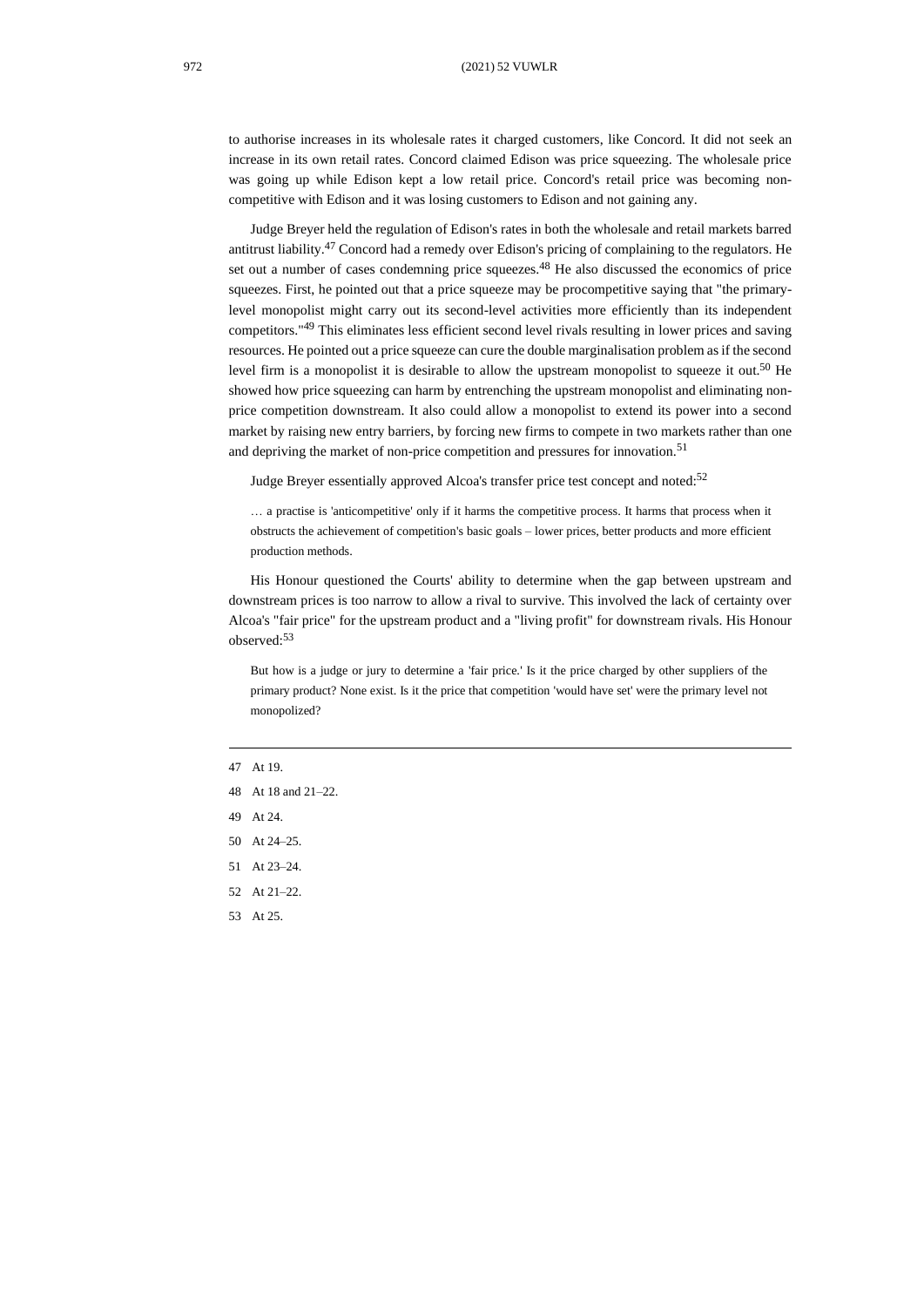to authorise increases in its wholesale rates it charged customers, like Concord. It did not seek an increase in its own retail rates. Concord claimed Edison was price squeezing. The wholesale price was going up while Edison kept a low retail price. Concord's retail price was becoming non-competitive with Edison and it was losing customers to Edison and not gaining any.

Judge Breyer held the regulation of Edison's rates in both the wholesale and retail markets barred antitrust liability.[47] Concord had a remedy over Edison's pricing of complaining to the regulators. He set out a number of cases condemning price squeezes.[48] He also discussed the economics of price squeezes. First, he pointed out that a price squeeze may be procompetitive saying that "the primary-level monopolist might carry out its second-level activities more efficiently than its independent competitors."[49] This eliminates less efficient second level rivals resulting in lower prices and saving resources. He pointed out a price squeeze can cure the double marginalisation problem as if the second level firm is a monopolist it is desirable to allow the upstream monopolist to squeeze it out.[50] He showed how price squeezing can harm by entrenching the upstream monopolist and eliminating non-price competition downstream. It also could allow a monopolist to extend its power into a second market by raising new entry barriers, by forcing new firms to compete in two markets rather than one and depriving the market of non-price competition and pressures for innovation.[51]

Judge Breyer essentially approved Alcoa's transfer price test concept and noted:[52]

> … a practise is 'anticompetitive' only if it harms the competitive process. It harms that process when it obstructs the achievement of competition's basic goals – lower prices, better products and more efficient production methods.

His Honour questioned the Courts' ability to determine when the gap between upstream and downstream prices is too narrow to allow a rival to survive. This involved the lack of certainty over Alcoa's "fair price" for the upstream product and a "living profit" for downstream rivals. His Honour observed:[53]

> But how is a judge or jury to determine a 'fair price.' Is it the price charged by other suppliers of the primary product? None exist. Is it the price that competition 'would have set' were the primary level not monopolized?

---

47 At 19.

48 At 18 and 21–22.

49 At 24.

50 At 24–25.

51 At 23–24.

52 At 21–22.

53 At 25.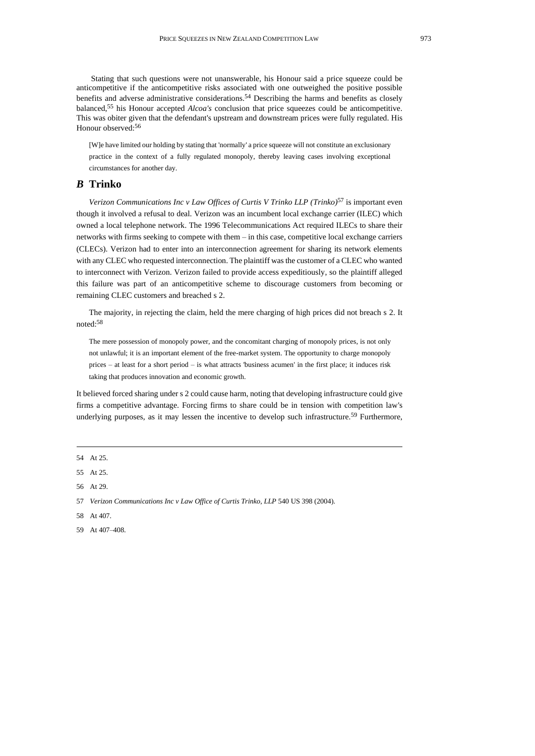Stating that such questions were not unanswerable, his Honour said a price squeeze could be anticompetitive if the anticompetitive risks associated with one outweighed the positive possible benefits and adverse administrative considerations.[54] Describing the harms and benefits as closely balanced,[55] his Honour accepted *Alcoa's* conclusion that price squeezes could be anticompetitive. This was obiter given that the defendant's upstream and downstream prices were fully regulated. His Honour observed:[56]

> [W]e have limited our holding by stating that 'normally' a price squeeze will not constitute an exclusionary practice in the context of a fully regulated monopoly, thereby leaving cases involving exceptional circumstances for another day.

## *B* Trinko

*Verizon Communications Inc v Law Offices of Curtis V Trinko LLP (Trinko)*[57] is important even though it involved a refusal to deal. Verizon was an incumbent local exchange carrier (ILEC) which owned a local telephone network. The 1996 Telecommunications Act required ILECs to share their networks with firms seeking to compete with them – in this case, competitive local exchange carriers (CLECs). Verizon had to enter into an interconnection agreement for sharing its network elements with any CLEC who requested interconnection. The plaintiff was the customer of a CLEC who wanted to interconnect with Verizon. Verizon failed to provide access expeditiously, so the plaintiff alleged this failure was part of an anticompetitive scheme to discourage customers from becoming or remaining CLEC customers and breached s 2.

The majority, in rejecting the claim, held the mere charging of high prices did not breach s 2. It noted:[58]

> The mere possession of monopoly power, and the concomitant charging of monopoly prices, is not only not unlawful; it is an important element of the free-market system. The opportunity to charge monopoly prices – at least for a short period – is what attracts 'business acumen' in the first place; it induces risk taking that produces innovation and economic growth.

It believed forced sharing under s 2 could cause harm, noting that developing infrastructure could give firms a competitive advantage. Forcing firms to share could be in tension with competition law's underlying purposes, as it may lessen the incentive to develop such infrastructure.[59] Furthermore,

---

54 At 25.

55 At 25.

56 At 29.

57 *Verizon Communications Inc v Law Office of Curtis Trinko, LLP* 540 US 398 (2004).

58 At 407.

59 At 407–408.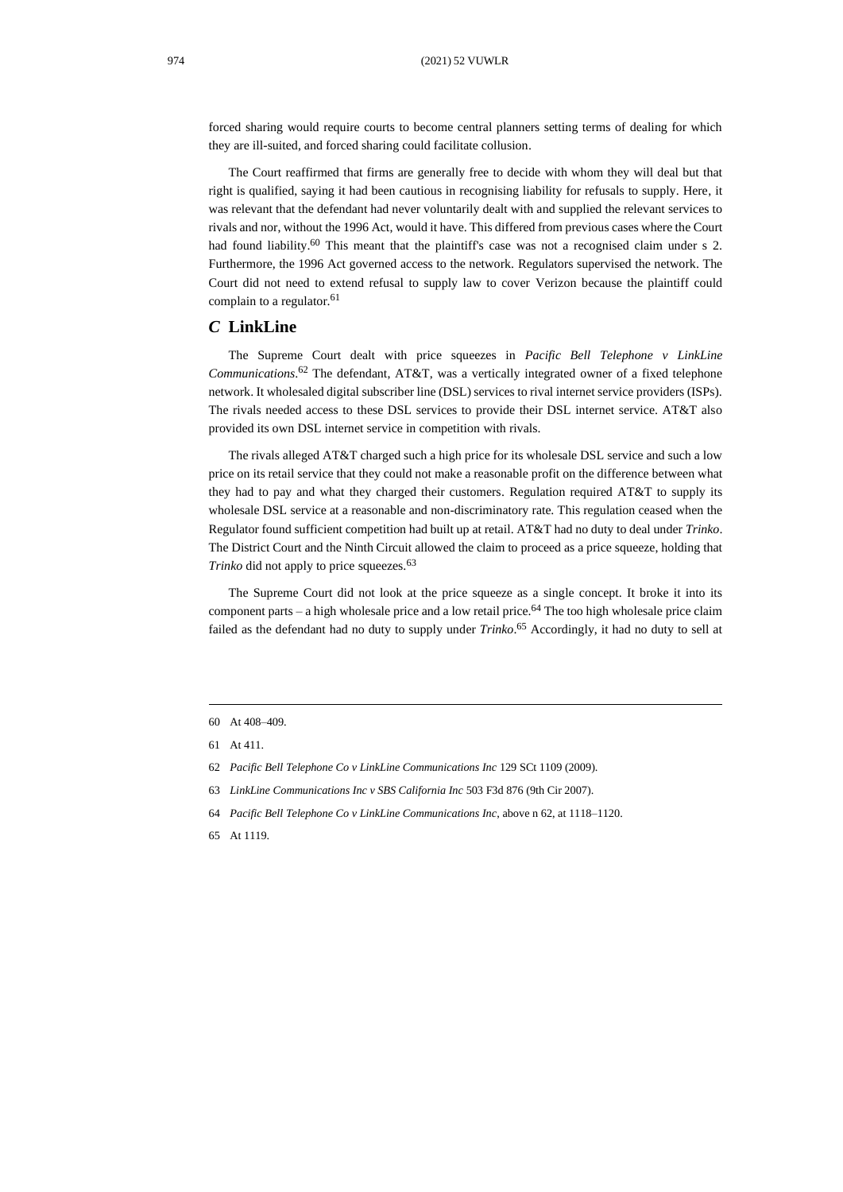forced sharing would require courts to become central planners setting terms of dealing for which they are ill-suited, and forced sharing could facilitate collusion.

The Court reaffirmed that firms are generally free to decide with whom they will deal but that right is qualified, saying it had been cautious in recognising liability for refusals to supply. Here, it was relevant that the defendant had never voluntarily dealt with and supplied the relevant services to rivals and nor, without the 1996 Act, would it have. This differed from previous cases where the Court had found liability.[60] This meant that the plaintiff's case was not a recognised claim under s 2. Furthermore, the 1996 Act governed access to the network. Regulators supervised the network. The Court did not need to extend refusal to supply law to cover Verizon because the plaintiff could complain to a regulator.[61]

## *C* LinkLine

The Supreme Court dealt with price squeezes in *Pacific Bell Telephone v LinkLine Communications*.[62] The defendant, AT&T, was a vertically integrated owner of a fixed telephone network. It wholesaled digital subscriber line (DSL) services to rival internet service providers (ISPs). The rivals needed access to these DSL services to provide their DSL internet service. AT&T also provided its own DSL internet service in competition with rivals.

The rivals alleged AT&T charged such a high price for its wholesale DSL service and such a low price on its retail service that they could not make a reasonable profit on the difference between what they had to pay and what they charged their customers. Regulation required AT&T to supply its wholesale DSL service at a reasonable and non-discriminatory rate. This regulation ceased when the Regulator found sufficient competition had built up at retail. AT&T had no duty to deal under *Trinko*. The District Court and the Ninth Circuit allowed the claim to proceed as a price squeeze, holding that *Trinko* did not apply to price squeezes.[63]

The Supreme Court did not look at the price squeeze as a single concept. It broke it into its component parts – a high wholesale price and a low retail price.[64] The too high wholesale price claim failed as the defendant had no duty to supply under *Trinko*.[65] Accordingly, it had no duty to sell at

---

60 At 408–409.

61 At 411.

62 *Pacific Bell Telephone Co v LinkLine Communications Inc* 129 SCt 1109 (2009).

63 *LinkLine Communications Inc v SBS California Inc* 503 F3d 876 (9th Cir 2007).

64 *Pacific Bell Telephone Co v LinkLine Communications Inc*, above n 62, at 1118–1120.

65 At 1119.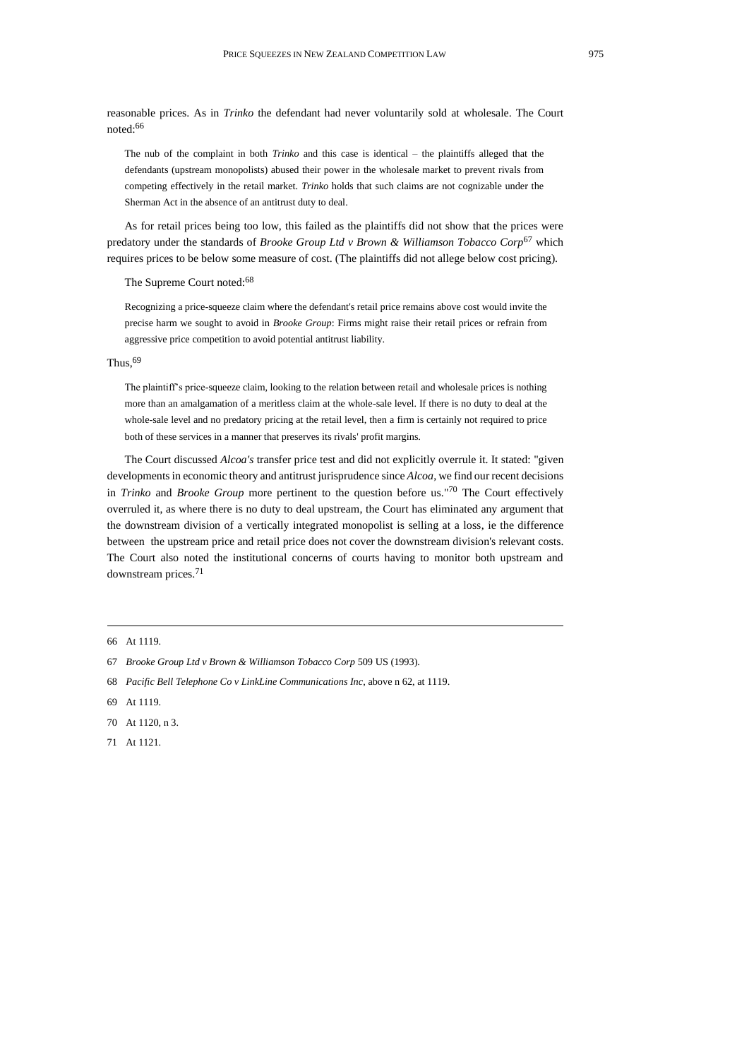reasonable prices. As in *Trinko* the defendant had never voluntarily sold at wholesale. The Court noted:[66]

> The nub of the complaint in both *Trinko* and this case is identical – the plaintiffs alleged that the defendants (upstream monopolists) abused their power in the wholesale market to prevent rivals from competing effectively in the retail market. *Trinko* holds that such claims are not cognizable under the Sherman Act in the absence of an antitrust duty to deal.

As for retail prices being too low, this failed as the plaintiffs did not show that the prices were predatory under the standards of *Brooke Group Ltd v Brown & Williamson Tobacco Corp*[67] which requires prices to be below some measure of cost. (The plaintiffs did not allege below cost pricing).

The Supreme Court noted:[68]

> Recognizing a price-squeeze claim where the defendant's retail price remains above cost would invite the precise harm we sought to avoid in *Brooke Group*: Firms might raise their retail prices or refrain from aggressive price competition to avoid potential antitrust liability.

Thus,[69]

> The plaintiff's price-squeeze claim, looking to the relation between retail and wholesale prices is nothing more than an amalgamation of a meritless claim at the whole-sale level. If there is no duty to deal at the whole-sale level and no predatory pricing at the retail level, then a firm is certainly not required to price both of these services in a manner that preserves its rivals' profit margins.

The Court discussed *Alcoa's* transfer price test and did not explicitly overrule it. It stated: "given developments in economic theory and antitrust jurisprudence since *Alcoa*, we find our recent decisions in *Trinko* and *Brooke Group* more pertinent to the question before us."[70] The Court effectively overruled it, as where there is no duty to deal upstream, the Court has eliminated any argument that the downstream division of a vertically integrated monopolist is selling at a loss, ie the difference between the upstream price and retail price does not cover the downstream division's relevant costs. The Court also noted the institutional concerns of courts having to monitor both upstream and downstream prices.[71]

---

66 At 1119.

67 *Brooke Group Ltd v Brown & Williamson Tobacco Corp* 509 US (1993).

68 *Pacific Bell Telephone Co v LinkLine Communications Inc*, above n 62, at 1119.

69 At 1119.

70 At 1120, n 3.

71 At 1121.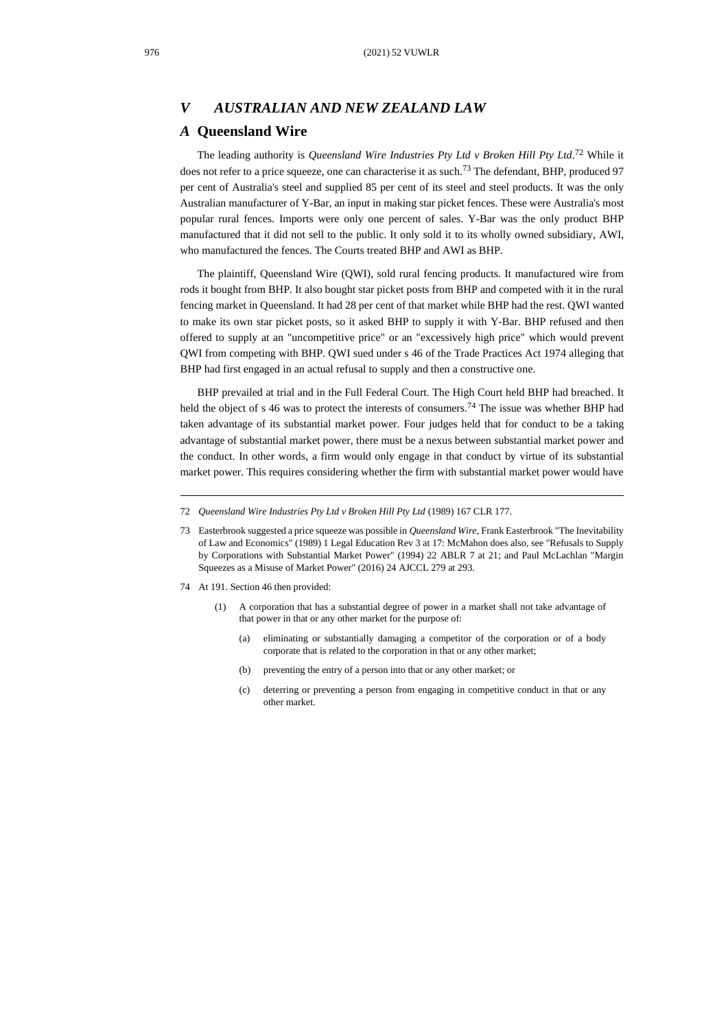## V AUSTRALIAN AND NEW ZEALAND LAW

### A Queensland Wire

The leading authority is *Queensland Wire Industries Pty Ltd v Broken Hill Pty Ltd*.[72] While it does not refer to a price squeeze, one can characterise it as such.[73] The defendant, BHP, produced 97 per cent of Australia's steel and supplied 85 per cent of its steel and steel products. It was the only Australian manufacturer of Y-Bar, an input in making star picket fences. These were Australia's most popular rural fences. Imports were only one percent of sales. Y-Bar was the only product BHP manufactured that it did not sell to the public. It only sold it to its wholly owned subsidiary, AWI, who manufactured the fences. The Courts treated BHP and AWI as BHP.

The plaintiff, Queensland Wire (QWI), sold rural fencing products. It manufactured wire from rods it bought from BHP. It also bought star picket posts from BHP and competed with it in the rural fencing market in Queensland. It had 28 per cent of that market while BHP had the rest. QWI wanted to make its own star picket posts, so it asked BHP to supply it with Y-Bar. BHP refused and then offered to supply at an "uncompetitive price" or an "excessively high price" which would prevent QWI from competing with BHP. QWI sued under s 46 of the Trade Practices Act 1974 alleging that BHP had first engaged in an actual refusal to supply and then a constructive one.

BHP prevailed at trial and in the Full Federal Court. The High Court held BHP had breached. It held the object of s 46 was to protect the interests of consumers.[74] The issue was whether BHP had taken advantage of its substantial market power. Four judges held that for conduct to be a taking advantage of substantial market power, there must be a nexus between substantial market power and the conduct. In other words, a firm would only engage in that conduct by virtue of its substantial market power. This requires considering whether the firm with substantial market power would have

---

72 *Queensland Wire Industries Pty Ltd v Broken Hill Pty Ltd* (1989) 167 CLR 177.

73 Easterbrook suggested a price squeeze was possible in *Queensland Wire*, Frank Easterbrook "The Inevitability of Law and Economics" (1989) 1 Legal Education Rev 3 at 17: McMahon does also, see "Refusals to Supply by Corporations with Substantial Market Power" (1994) 22 ABLR 7 at 21; and Paul McLachlan "Margin Squeezes as a Misuse of Market Power" (2016) 24 AJCCL 279 at 293.

74 At 191. Section 46 then provided:

> (1) A corporation that has a substantial degree of power in a market shall not take advantage of that power in that or any other market for the purpose of:
>
> (a) eliminating or substantially damaging a competitor of the corporation or of a body corporate that is related to the corporation in that or any other market;
>
> (b) preventing the entry of a person into that or any other market; or
>
> (c) deterring or preventing a person from engaging in competitive conduct in that or any other market.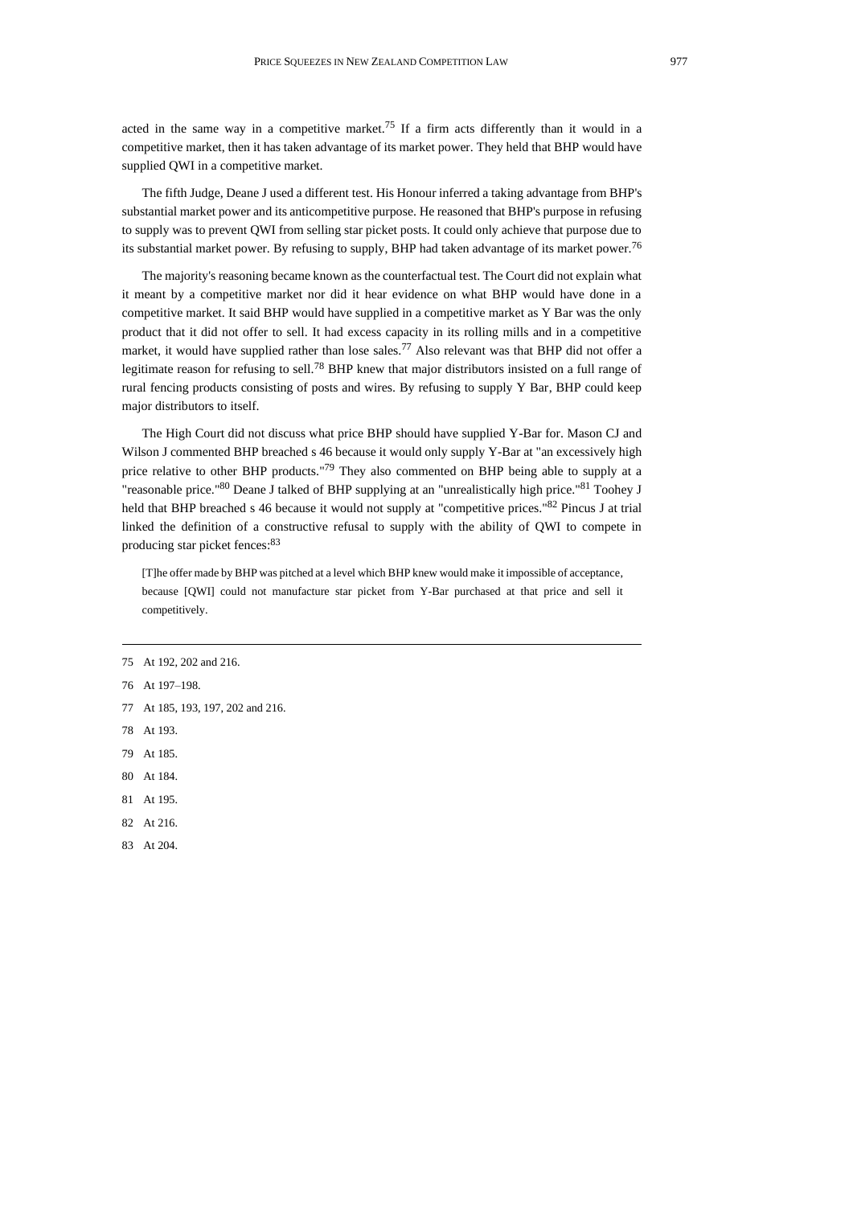acted in the same way in a competitive market.[75] If a firm acts differently than it would in a competitive market, then it has taken advantage of its market power. They held that BHP would have supplied QWI in a competitive market.

The fifth Judge, Deane J used a different test. His Honour inferred a taking advantage from BHP's substantial market power and its anticompetitive purpose. He reasoned that BHP's purpose in refusing to supply was to prevent QWI from selling star picket posts. It could only achieve that purpose due to its substantial market power. By refusing to supply, BHP had taken advantage of its market power.[76]

The majority's reasoning became known as the counterfactual test. The Court did not explain what it meant by a competitive market nor did it hear evidence on what BHP would have done in a competitive market. It said BHP would have supplied in a competitive market as Y Bar was the only product that it did not offer to sell. It had excess capacity in its rolling mills and in a competitive market, it would have supplied rather than lose sales.[77] Also relevant was that BHP did not offer a legitimate reason for refusing to sell.[78] BHP knew that major distributors insisted on a full range of rural fencing products consisting of posts and wires. By refusing to supply Y Bar, BHP could keep major distributors to itself.

The High Court did not discuss what price BHP should have supplied Y-Bar for. Mason CJ and Wilson J commented BHP breached s 46 because it would only supply Y-Bar at "an excessively high price relative to other BHP products."[79] They also commented on BHP being able to supply at a "reasonable price."[80] Deane J talked of BHP supplying at an "unrealistically high price."[81] Toohey J held that BHP breached s 46 because it would not supply at "competitive prices."[82] Pincus J at trial linked the definition of a constructive refusal to supply with the ability of QWI to compete in producing star picket fences:[83]

> [T]he offer made by BHP was pitched at a level which BHP knew would make it impossible of acceptance, because [QWI] could not manufacture star picket from Y-Bar purchased at that price and sell it competitively.

---

75 At 192, 202 and 216.

76 At 197–198.

77 At 185, 193, 197, 202 and 216.

78 At 193.

79 At 185.

80 At 184.

81 At 195.

82 At 216.

83 At 204.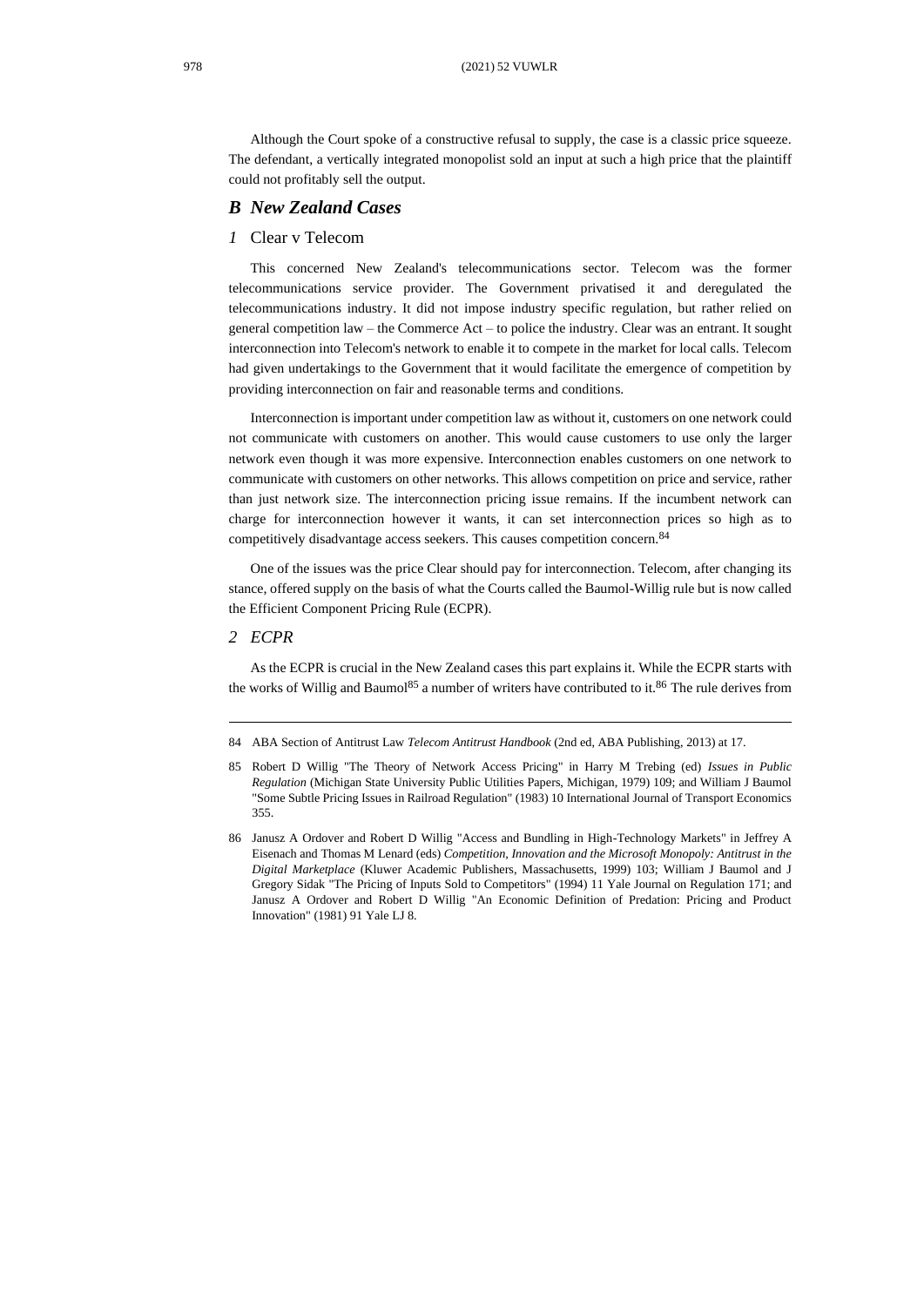Although the Court spoke of a constructive refusal to supply, the case is a classic price squeeze. The defendant, a vertically integrated monopolist sold an input at such a high price that the plaintiff could not profitably sell the output.

## *B New Zealand Cases*

### *1* Clear v Telecom

This concerned New Zealand's telecommunications sector. Telecom was the former telecommunications service provider. The Government privatised it and deregulated the telecommunications industry. It did not impose industry specific regulation, but rather relied on general competition law – the Commerce Act – to police the industry. Clear was an entrant. It sought interconnection into Telecom's network to enable it to compete in the market for local calls. Telecom had given undertakings to the Government that it would facilitate the emergence of competition by providing interconnection on fair and reasonable terms and conditions.

Interconnection is important under competition law as without it, customers on one network could not communicate with customers on another. This would cause customers to use only the larger network even though it was more expensive. Interconnection enables customers on one network to communicate with customers on other networks. This allows competition on price and service, rather than just network size. The interconnection pricing issue remains. If the incumbent network can charge for interconnection however it wants, it can set interconnection prices so high as to competitively disadvantage access seekers. This causes competition concern.[84]

One of the issues was the price Clear should pay for interconnection. Telecom, after changing its stance, offered supply on the basis of what the Courts called the Baumol-Willig rule but is now called the Efficient Component Pricing Rule (ECPR).

### *2 ECPR*

As the ECPR is crucial in the New Zealand cases this part explains it. While the ECPR starts with the works of Willig and Baumol[85] a number of writers have contributed to it.[86] The rule derives from

---

84 ABA Section of Antitrust Law *Telecom Antitrust Handbook* (2nd ed, ABA Publishing, 2013) at 17.

85 Robert D Willig "The Theory of Network Access Pricing" in Harry M Trebing (ed) *Issues in Public Regulation* (Michigan State University Public Utilities Papers, Michigan, 1979) 109; and William J Baumol "Some Subtle Pricing Issues in Railroad Regulation" (1983) 10 International Journal of Transport Economics 355.

86 Janusz A Ordover and Robert D Willig "Access and Bundling in High-Technology Markets" in Jeffrey A Eisenach and Thomas M Lenard (eds) *Competition, Innovation and the Microsoft Monopoly: Antitrust in the Digital Marketplace* (Kluwer Academic Publishers, Massachusetts, 1999) 103; William J Baumol and J Gregory Sidak "The Pricing of Inputs Sold to Competitors" (1994) 11 Yale Journal on Regulation 171; and Janusz A Ordover and Robert D Willig "An Economic Definition of Predation: Pricing and Product Innovation" (1981) 91 Yale LJ 8.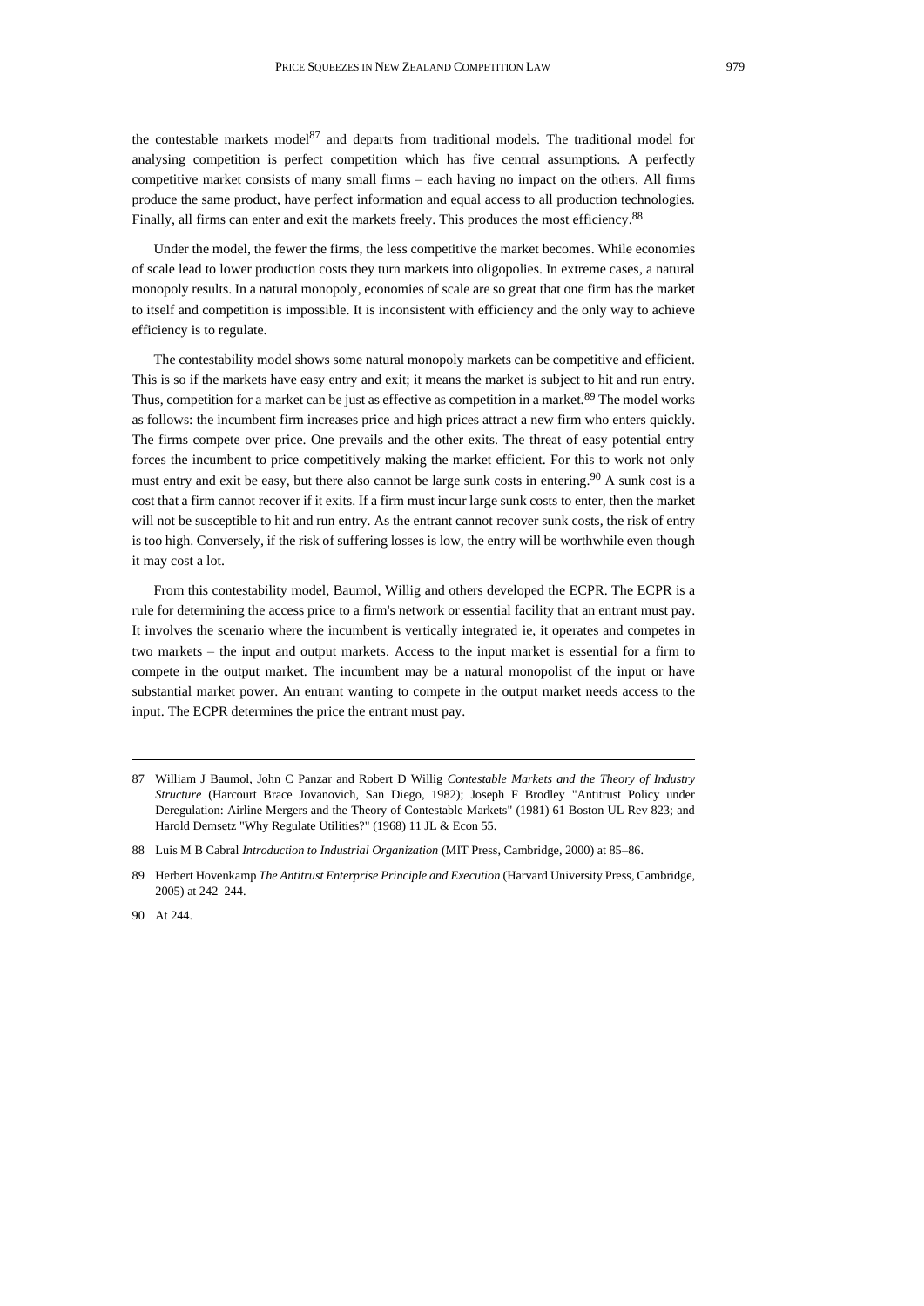the contestable markets model[87] and departs from traditional models. The traditional model for analysing competition is perfect competition which has five central assumptions. A perfectly competitive market consists of many small firms – each having no impact on the others. All firms produce the same product, have perfect information and equal access to all production technologies. Finally, all firms can enter and exit the markets freely. This produces the most efficiency.[88]

Under the model, the fewer the firms, the less competitive the market becomes. While economies of scale lead to lower production costs they turn markets into oligopolies. In extreme cases, a natural monopoly results. In a natural monopoly, economies of scale are so great that one firm has the market to itself and competition is impossible. It is inconsistent with efficiency and the only way to achieve efficiency is to regulate.

The contestability model shows some natural monopoly markets can be competitive and efficient. This is so if the markets have easy entry and exit; it means the market is subject to hit and run entry. Thus, competition for a market can be just as effective as competition in a market.[89] The model works as follows: the incumbent firm increases price and high prices attract a new firm who enters quickly. The firms compete over price. One prevails and the other exits. The threat of easy potential entry forces the incumbent to price competitively making the market efficient. For this to work not only must entry and exit be easy, but there also cannot be large sunk costs in entering.[90] A sunk cost is a cost that a firm cannot recover if it exits. If a firm must incur large sunk costs to enter, then the market will not be susceptible to hit and run entry. As the entrant cannot recover sunk costs, the risk of entry is too high. Conversely, if the risk of suffering losses is low, the entry will be worthwhile even though it may cost a lot.

From this contestability model, Baumol, Willig and others developed the ECPR. The ECPR is a rule for determining the access price to a firm's network or essential facility that an entrant must pay. It involves the scenario where the incumbent is vertically integrated ie, it operates and competes in two markets – the input and output markets. Access to the input market is essential for a firm to compete in the output market. The incumbent may be a natural monopolist of the input or have substantial market power. An entrant wanting to compete in the output market needs access to the input. The ECPR determines the price the entrant must pay.

---

87 William J Baumol, John C Panzar and Robert D Willig *Contestable Markets and the Theory of Industry Structure* (Harcourt Brace Jovanovich, San Diego, 1982); Joseph F Brodley "Antitrust Policy under Deregulation: Airline Mergers and the Theory of Contestable Markets" (1981) 61 Boston UL Rev 823; and Harold Demsetz "Why Regulate Utilities?" (1968) 11 JL & Econ 55.

88 Luis M B Cabral *Introduction to Industrial Organization* (MIT Press, Cambridge, 2000) at 85–86.

89 Herbert Hovenkamp *The Antitrust Enterprise Principle and Execution* (Harvard University Press, Cambridge, 2005) at 242–244.

90 At 244.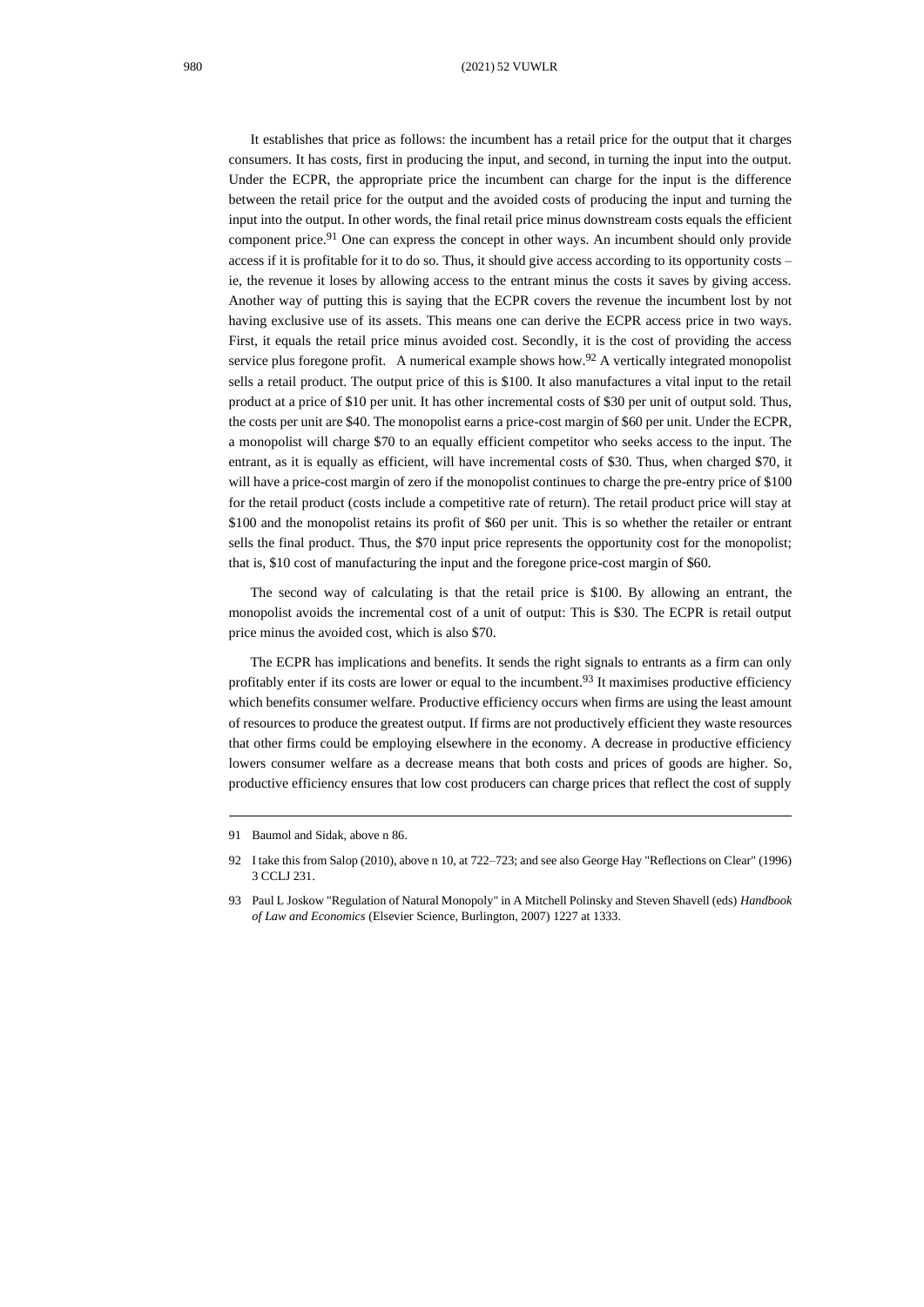It establishes that price as follows: the incumbent has a retail price for the output that it charges consumers. It has costs, first in producing the input, and second, in turning the input into the output. Under the ECPR, the appropriate price the incumbent can charge for the input is the difference between the retail price for the output and the avoided costs of producing the input and turning the input into the output. In other words, the final retail price minus downstream costs equals the efficient component price.[91] One can express the concept in other ways. An incumbent should only provide access if it is profitable for it to do so. Thus, it should give access according to its opportunity costs – ie, the revenue it loses by allowing access to the entrant minus the costs it saves by giving access. Another way of putting this is saying that the ECPR covers the revenue the incumbent lost by not having exclusive use of its assets. This means one can derive the ECPR access price in two ways. First, it equals the retail price minus avoided cost. Secondly, it is the cost of providing the access service plus foregone profit. A numerical example shows how.[92] A vertically integrated monopolist sells a retail product. The output price of this is \$100. It also manufactures a vital input to the retail product at a price of \$10 per unit. It has other incremental costs of \$30 per unit of output sold. Thus, the costs per unit are \$40. The monopolist earns a price-cost margin of \$60 per unit. Under the ECPR, a monopolist will charge \$70 to an equally efficient competitor who seeks access to the input. The entrant, as it is equally as efficient, will have incremental costs of \$30. Thus, when charged \$70, it will have a price-cost margin of zero if the monopolist continues to charge the pre-entry price of \$100 for the retail product (costs include a competitive rate of return). The retail product price will stay at \$100 and the monopolist retains its profit of \$60 per unit. This is so whether the retailer or entrant sells the final product. Thus, the \$70 input price represents the opportunity cost for the monopolist; that is, \$10 cost of manufacturing the input and the foregone price-cost margin of \$60.

The second way of calculating is that the retail price is \$100. By allowing an entrant, the monopolist avoids the incremental cost of a unit of output: This is \$30. The ECPR is retail output price minus the avoided cost, which is also \$70.

The ECPR has implications and benefits. It sends the right signals to entrants as a firm can only profitably enter if its costs are lower or equal to the incumbent.[93] It maximises productive efficiency which benefits consumer welfare. Productive efficiency occurs when firms are using the least amount of resources to produce the greatest output. If firms are not productively efficient they waste resources that other firms could be employing elsewhere in the economy. A decrease in productive efficiency lowers consumer welfare as a decrease means that both costs and prices of goods are higher. So, productive efficiency ensures that low cost producers can charge prices that reflect the cost of supply

---

91 Baumol and Sidak, above n 86.

92 I take this from Salop (2010), above n 10, at 722–723; and see also George Hay "Reflections on Clear" (1996) 3 CCLJ 231.

93 Paul L Joskow "Regulation of Natural Monopoly" in A Mitchell Polinsky and Steven Shavell (eds) *Handbook of Law and Economics* (Elsevier Science, Burlington, 2007) 1227 at 1333.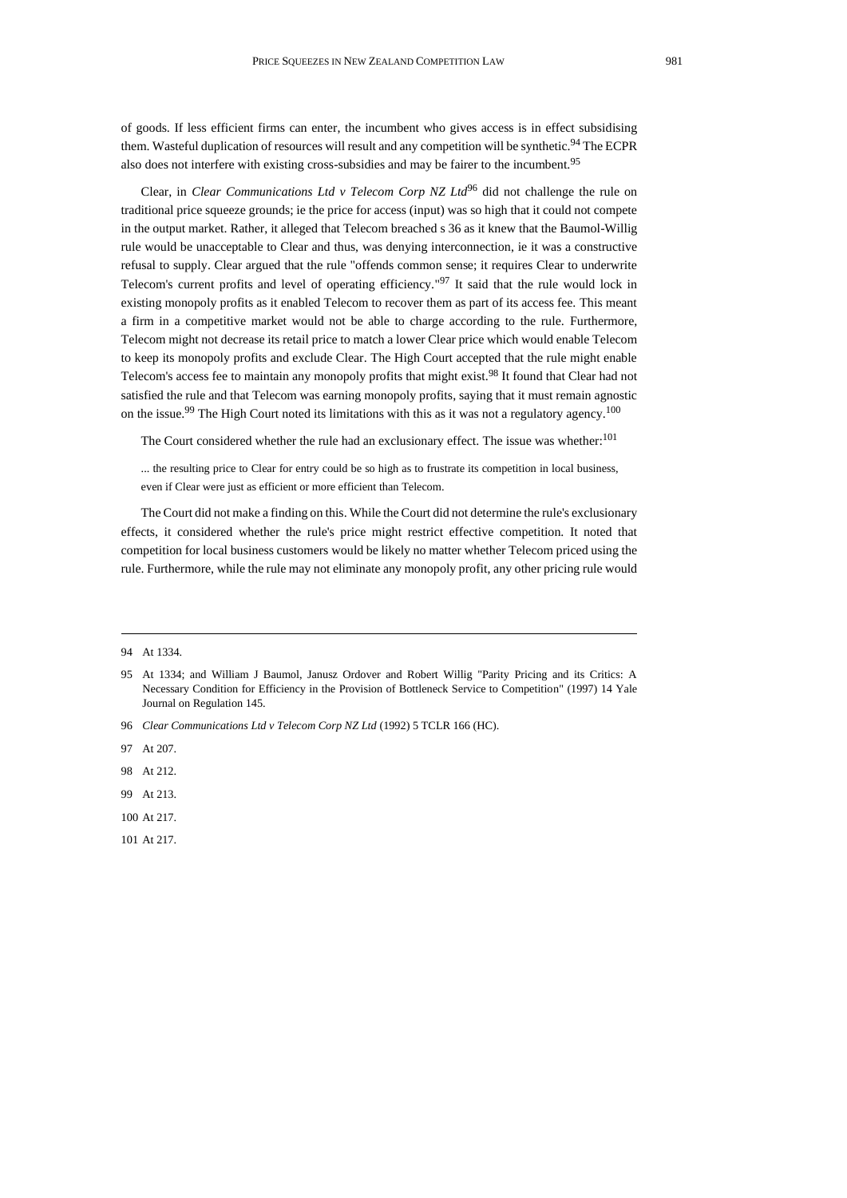of goods. If less efficient firms can enter, the incumbent who gives access is in effect subsidising them. Wasteful duplication of resources will result and any competition will be synthetic.[94] The ECPR also does not interfere with existing cross-subsidies and may be fairer to the incumbent.[95]

Clear, in *Clear Communications Ltd v Telecom Corp NZ Ltd*[96] did not challenge the rule on traditional price squeeze grounds; ie the price for access (input) was so high that it could not compete in the output market. Rather, it alleged that Telecom breached s 36 as it knew that the Baumol-Willig rule would be unacceptable to Clear and thus, was denying interconnection, ie it was a constructive refusal to supply. Clear argued that the rule "offends common sense; it requires Clear to underwrite Telecom's current profits and level of operating efficiency."[97] It said that the rule would lock in existing monopoly profits as it enabled Telecom to recover them as part of its access fee. This meant a firm in a competitive market would not be able to charge according to the rule. Furthermore, Telecom might not decrease its retail price to match a lower Clear price which would enable Telecom to keep its monopoly profits and exclude Clear. The High Court accepted that the rule might enable Telecom's access fee to maintain any monopoly profits that might exist.[98] It found that Clear had not satisfied the rule and that Telecom was earning monopoly profits, saying that it must remain agnostic on the issue.[99] The High Court noted its limitations with this as it was not a regulatory agency.[100]

The Court considered whether the rule had an exclusionary effect. The issue was whether:[101]

> ... the resulting price to Clear for entry could be so high as to frustrate its competition in local business, even if Clear were just as efficient or more efficient than Telecom.

The Court did not make a finding on this. While the Court did not determine the rule's exclusionary effects, it considered whether the rule's price might restrict effective competition. It noted that competition for local business customers would be likely no matter whether Telecom priced using the rule. Furthermore, while the rule may not eliminate any monopoly profit, any other pricing rule would

---

94 At 1334.

95 At 1334; and William J Baumol, Janusz Ordover and Robert Willig "Parity Pricing and its Critics: A Necessary Condition for Efficiency in the Provision of Bottleneck Service to Competition" (1997) 14 Yale Journal on Regulation 145.

96 *Clear Communications Ltd v Telecom Corp NZ Ltd* (1992) 5 TCLR 166 (HC).

97 At 207.

98 At 212.

99 At 213.

100 At 217.

101 At 217.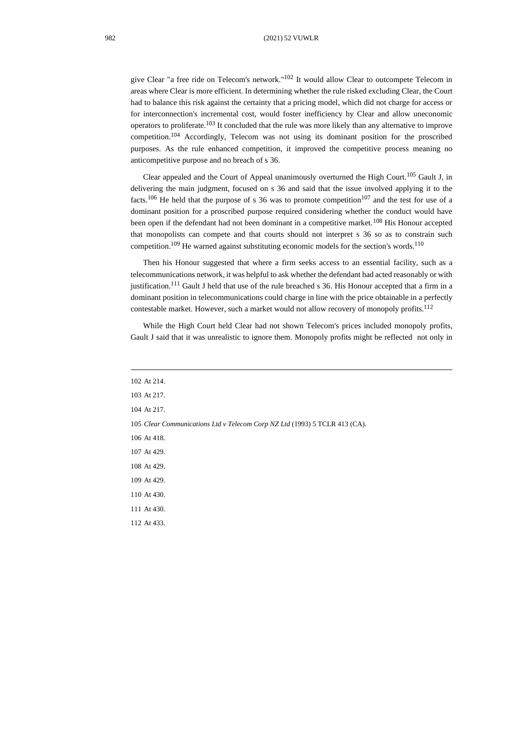give Clear "a free ride on Telecom's network."[102] It would allow Clear to outcompete Telecom in areas where Clear is more efficient. In determining whether the rule risked excluding Clear, the Court had to balance this risk against the certainty that a pricing model, which did not charge for access or for interconnection's incremental cost, would foster inefficiency by Clear and allow uneconomic operators to proliferate.[103] It concluded that the rule was more likely than any alternative to improve competition.[104] Accordingly, Telecom was not using its dominant position for the proscribed purposes. As the rule enhanced competition, it improved the competitive process meaning no anticompetitive purpose and no breach of s 36.

Clear appealed and the Court of Appeal unanimously overturned the High Court.[105] Gault J, in delivering the main judgment, focused on s 36 and said that the issue involved applying it to the facts.[106] He held that the purpose of s 36 was to promote competition[107] and the test for use of a dominant position for a proscribed purpose required considering whether the conduct would have been open if the defendant had not been dominant in a competitive market.[108] His Honour accepted that monopolists can compete and that courts should not interpret s 36 so as to constrain such competition.[109] He warned against substituting economic models for the section's words.[110]

Then his Honour suggested that where a firm seeks access to an essential facility, such as a telecommunications network, it was helpful to ask whether the defendant had acted reasonably or with justification.[111] Gault J held that use of the rule breached s 36. His Honour accepted that a firm in a dominant position in telecommunications could charge in line with the price obtainable in a perfectly contestable market. However, such a market would not allow recovery of monopoly profits.[112]

While the High Court held Clear had not shown Telecom's prices included monopoly profits, Gault J said that it was unrealistic to ignore them. Monopoly profits might be reflected not only in

---

102 At 214.

103 At 217.

104 At 217.

105 *Clear Communications Ltd v Telecom Corp NZ Ltd* (1993) 5 TCLR 413 (CA).

106 At 418.

107 At 429.

108 At 429.

109 At 429.

110 At 430.

111 At 430.

112 At 433.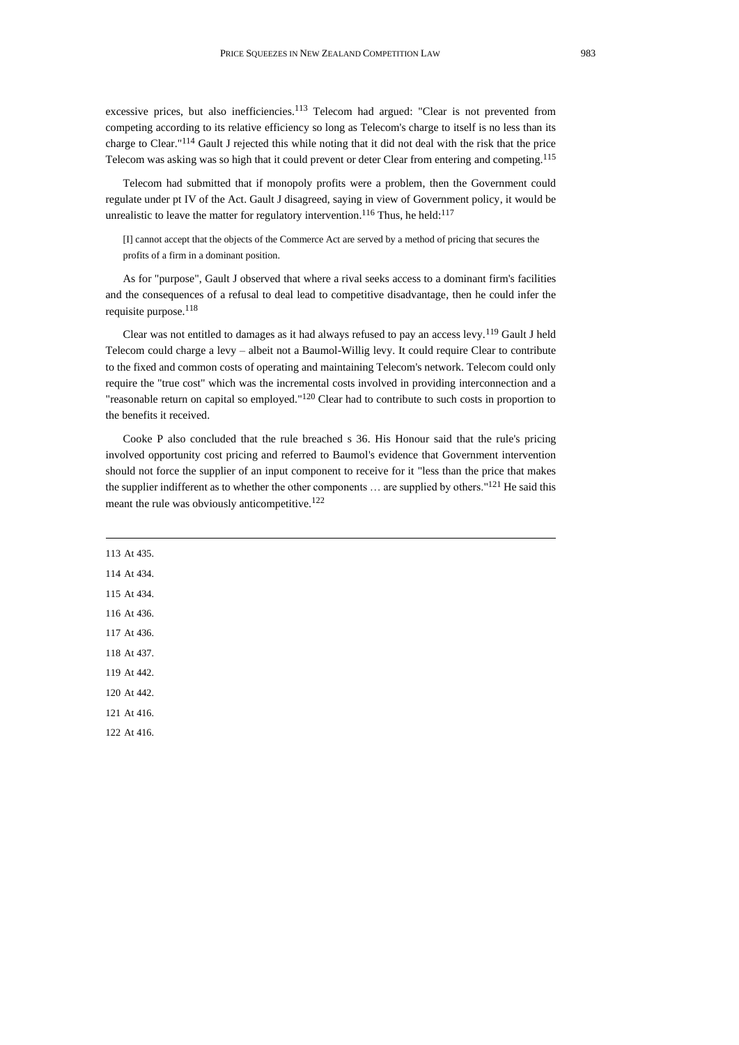excessive prices, but also inefficiencies.[113] Telecom had argued: "Clear is not prevented from competing according to its relative efficiency so long as Telecom's charge to itself is no less than its charge to Clear."[114] Gault J rejected this while noting that it did not deal with the risk that the price Telecom was asking was so high that it could prevent or deter Clear from entering and competing.[115]

Telecom had submitted that if monopoly profits were a problem, then the Government could regulate under pt IV of the Act. Gault J disagreed, saying in view of Government policy, it would be unrealistic to leave the matter for regulatory intervention.[116] Thus, he held:[117]

> [I] cannot accept that the objects of the Commerce Act are served by a method of pricing that secures the profits of a firm in a dominant position.

As for "purpose", Gault J observed that where a rival seeks access to a dominant firm's facilities and the consequences of a refusal to deal lead to competitive disadvantage, then he could infer the requisite purpose.[118]

Clear was not entitled to damages as it had always refused to pay an access levy.[119] Gault J held Telecom could charge a levy – albeit not a Baumol-Willig levy. It could require Clear to contribute to the fixed and common costs of operating and maintaining Telecom's network. Telecom could only require the "true cost" which was the incremental costs involved in providing interconnection and a "reasonable return on capital so employed."[120] Clear had to contribute to such costs in proportion to the benefits it received.

Cooke P also concluded that the rule breached s 36. His Honour said that the rule's pricing involved opportunity cost pricing and referred to Baumol's evidence that Government intervention should not force the supplier of an input component to receive for it "less than the price that makes the supplier indifferent as to whether the other components … are supplied by others."[121] He said this meant the rule was obviously anticompetitive.[122]

---

113 At 435.

114 At 434.

115 At 434.

116 At 436.

117 At 436.

118 At 437.

119 At 442.

120 At 442.

121 At 416.

122 At 416.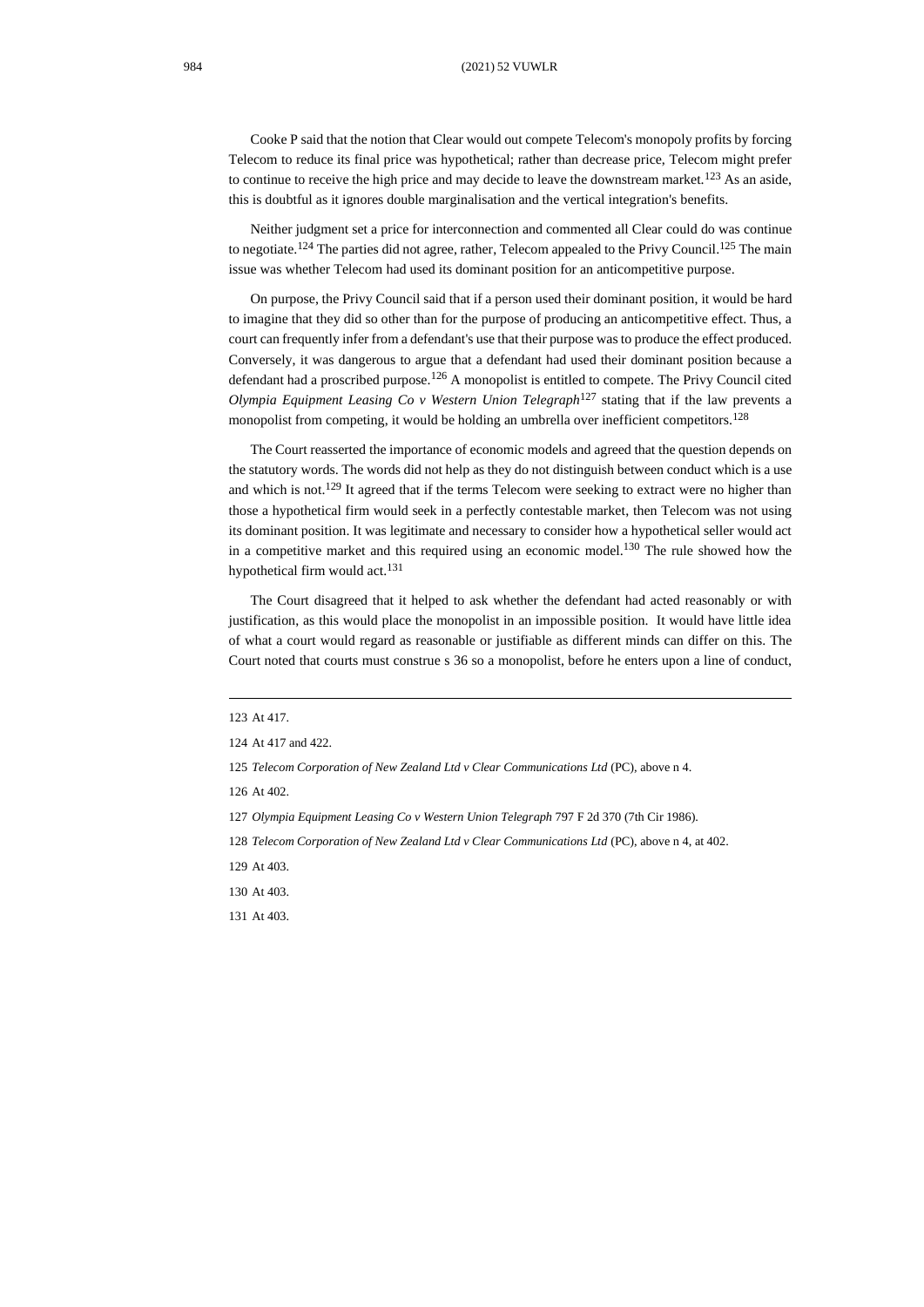Cooke P said that the notion that Clear would out compete Telecom's monopoly profits by forcing Telecom to reduce its final price was hypothetical; rather than decrease price, Telecom might prefer to continue to receive the high price and may decide to leave the downstream market.[123] As an aside, this is doubtful as it ignores double marginalisation and the vertical integration's benefits.

Neither judgment set a price for interconnection and commented all Clear could do was continue to negotiate.[124] The parties did not agree, rather, Telecom appealed to the Privy Council.[125] The main issue was whether Telecom had used its dominant position for an anticompetitive purpose.

On purpose, the Privy Council said that if a person used their dominant position, it would be hard to imagine that they did so other than for the purpose of producing an anticompetitive effect. Thus, a court can frequently infer from a defendant's use that their purpose was to produce the effect produced. Conversely, it was dangerous to argue that a defendant had used their dominant position because a defendant had a proscribed purpose.[126] A monopolist is entitled to compete. The Privy Council cited *Olympia Equipment Leasing Co v Western Union Telegraph*[127] stating that if the law prevents a monopolist from competing, it would be holding an umbrella over inefficient competitors.[128]

The Court reasserted the importance of economic models and agreed that the question depends on the statutory words. The words did not help as they do not distinguish between conduct which is a use and which is not.[129] It agreed that if the terms Telecom were seeking to extract were no higher than those a hypothetical firm would seek in a perfectly contestable market, then Telecom was not using its dominant position. It was legitimate and necessary to consider how a hypothetical seller would act in a competitive market and this required using an economic model.[130] The rule showed how the hypothetical firm would act.[131]

The Court disagreed that it helped to ask whether the defendant had acted reasonably or with justification, as this would place the monopolist in an impossible position. It would have little idea of what a court would regard as reasonable or justifiable as different minds can differ on this. The Court noted that courts must construe s 36 so a monopolist, before he enters upon a line of conduct,

---

123 At 417.

124 At 417 and 422.

125 *Telecom Corporation of New Zealand Ltd v Clear Communications Ltd* (PC), above n 4.

126 At 402.

127 *Olympia Equipment Leasing Co v Western Union Telegraph* 797 F 2d 370 (7th Cir 1986).

128 *Telecom Corporation of New Zealand Ltd v Clear Communications Ltd* (PC), above n 4, at 402.

129 At 403.

130 At 403.

131 At 403.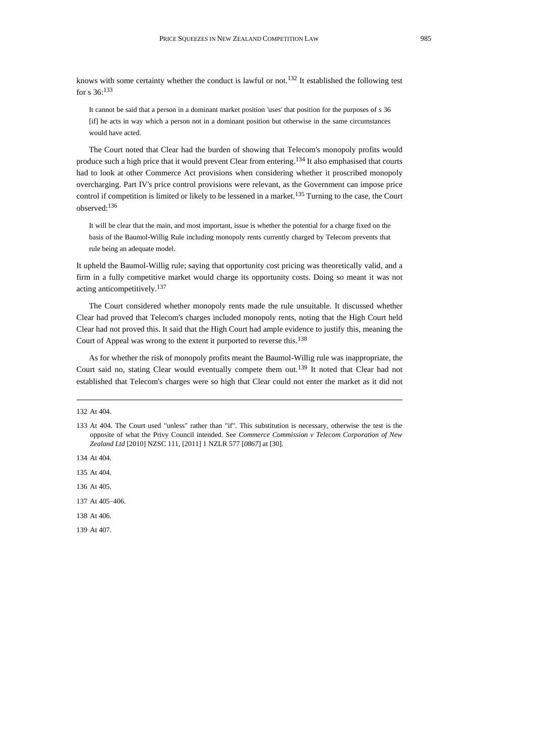knows with some certainty whether the conduct is lawful or not.[132] It established the following test for s 36:[133]

> It cannot be said that a person in a dominant market position 'uses' that position for the purposes of s 36 [if] he acts in way which a person not in a dominant position but otherwise in the same circumstances would have acted.

The Court noted that Clear had the burden of showing that Telecom's monopoly profits would produce such a high price that it would prevent Clear from entering.[134] It also emphasised that courts had to look at other Commerce Act provisions when considering whether it proscribed monopoly overcharging. Part IV's price control provisions were relevant, as the Government can impose price control if competition is limited or likely to be lessened in a market.[135] Turning to the case, the Court observed:[136]

> It will be clear that the main, and most important, issue is whether the potential for a charge fixed on the basis of the Baumol-Willig Rule including monopoly rents currently charged by Telecom prevents that rule being an adequate model.

It upheld the Baumol-Willig rule; saying that opportunity cost pricing was theoretically valid, and a firm in a fully competitive market would charge its opportunity costs. Doing so meant it was not acting anticompetitively.[137]

The Court considered whether monopoly rents made the rule unsuitable. It discussed whether Clear had proved that Telecom's charges included monopoly rents, noting that the High Court held Clear had not proved this. It said that the High Court had ample evidence to justify this, meaning the Court of Appeal was wrong to the extent it purported to reverse this.[138]

As for whether the risk of monopoly profits meant the Baumol-Willig rule was inappropriate, the Court said no, stating Clear would eventually compete them out.[139] It noted that Clear had not established that Telecom's charges were so high that Clear could not enter the market as it did not

---

132 At 404.

133 At 404. The Court used "unless" rather than "if". This substitution is necessary, otherwise the test is the opposite of what the Privy Council intended. See *Commerce Commission v Telecom Corporation of New Zealand Ltd* [2010] NZSC 111, [2011] 1 NZLR 577 [*0867*] at [30].

134 At 404.

135 At 404.

136 At 405.

137 At 405–406.

138 At 406.

139 At 407.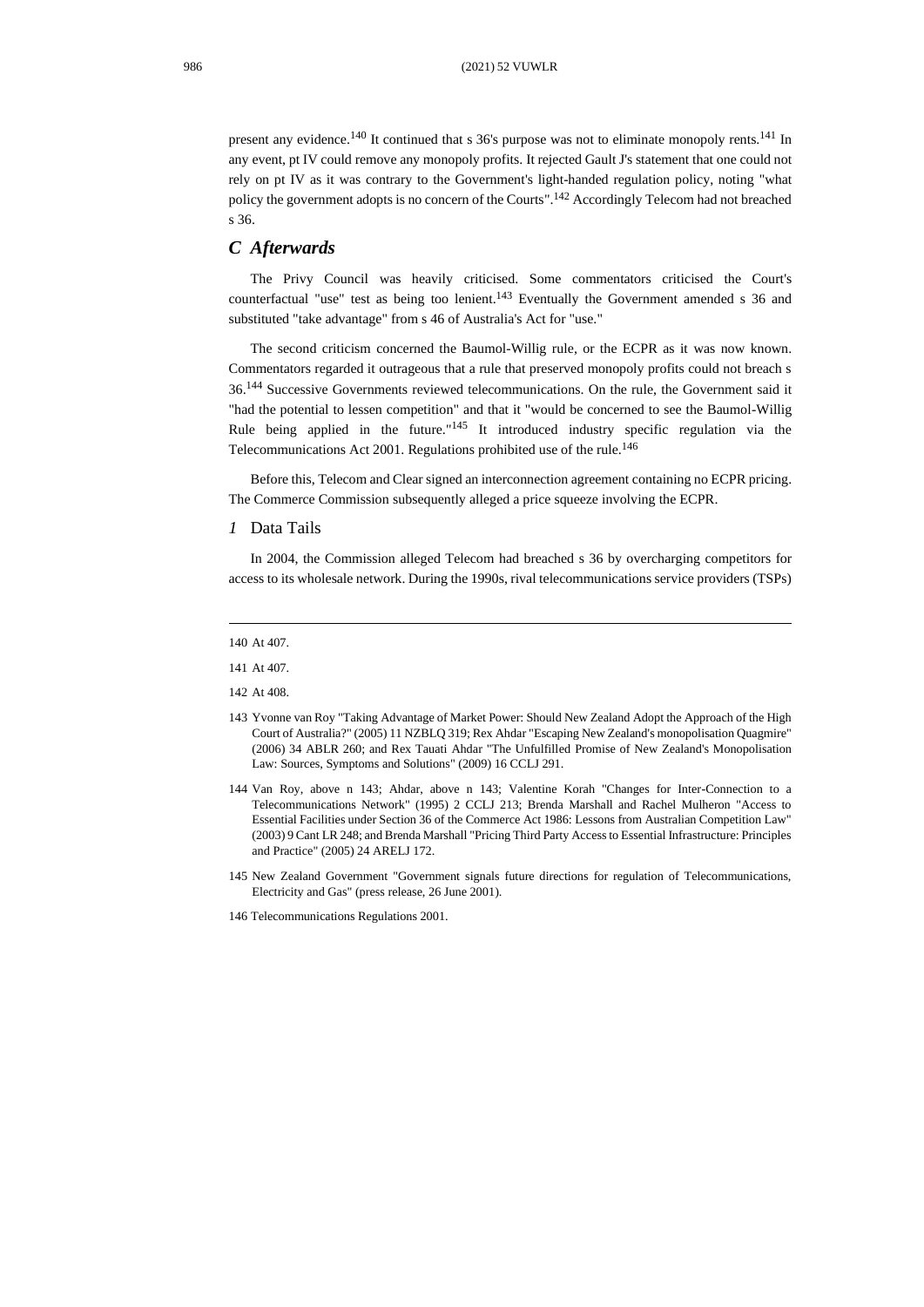present any evidence.[140] It continued that s 36's purpose was not to eliminate monopoly rents.[141] In any event, pt IV could remove any monopoly profits. It rejected Gault J's statement that one could not rely on pt IV as it was contrary to the Government's light-handed regulation policy, noting "what policy the government adopts is no concern of the Courts".[142] Accordingly Telecom had not breached s 36.

## *C Afterwards*

The Privy Council was heavily criticised. Some commentators criticised the Court's counterfactual "use" test as being too lenient.[143] Eventually the Government amended s 36 and substituted "take advantage" from s 46 of Australia's Act for "use."

The second criticism concerned the Baumol-Willig rule, or the ECPR as it was now known. Commentators regarded it outrageous that a rule that preserved monopoly profits could not breach s 36.[144] Successive Governments reviewed telecommunications. On the rule, the Government said it "had the potential to lessen competition" and that it "would be concerned to see the Baumol-Willig Rule being applied in the future."[145] It introduced industry specific regulation via the Telecommunications Act 2001. Regulations prohibited use of the rule.[146]

Before this, Telecom and Clear signed an interconnection agreement containing no ECPR pricing. The Commerce Commission subsequently alleged a price squeeze involving the ECPR.

### *1* Data Tails

In 2004, the Commission alleged Telecom had breached s 36 by overcharging competitors for access to its wholesale network. During the 1990s, rival telecommunications service providers (TSPs)

---

140 At 407.

141 At 407.

142 At 408.

143 Yvonne van Roy "Taking Advantage of Market Power: Should New Zealand Adopt the Approach of the High Court of Australia?" (2005) 11 NZBLQ 319; Rex Ahdar "Escaping New Zealand's monopolisation Quagmire" (2006) 34 ABLR 260; and Rex Tauati Ahdar "The Unfulfilled Promise of New Zealand's Monopolisation Law: Sources, Symptoms and Solutions" (2009) 16 CCLJ 291.

144 Van Roy, above n 143; Ahdar, above n 143; Valentine Korah "Changes for Inter-Connection to a Telecommunications Network" (1995) 2 CCLJ 213; Brenda Marshall and Rachel Mulheron "Access to Essential Facilities under Section 36 of the Commerce Act 1986: Lessons from Australian Competition Law" (2003) 9 Cant LR 248; and Brenda Marshall "Pricing Third Party Access to Essential Infrastructure: Principles and Practice" (2005) 24 ARELJ 172.

145 New Zealand Government "Government signals future directions for regulation of Telecommunications, Electricity and Gas" (press release, 26 June 2001).

146 Telecommunications Regulations 2001.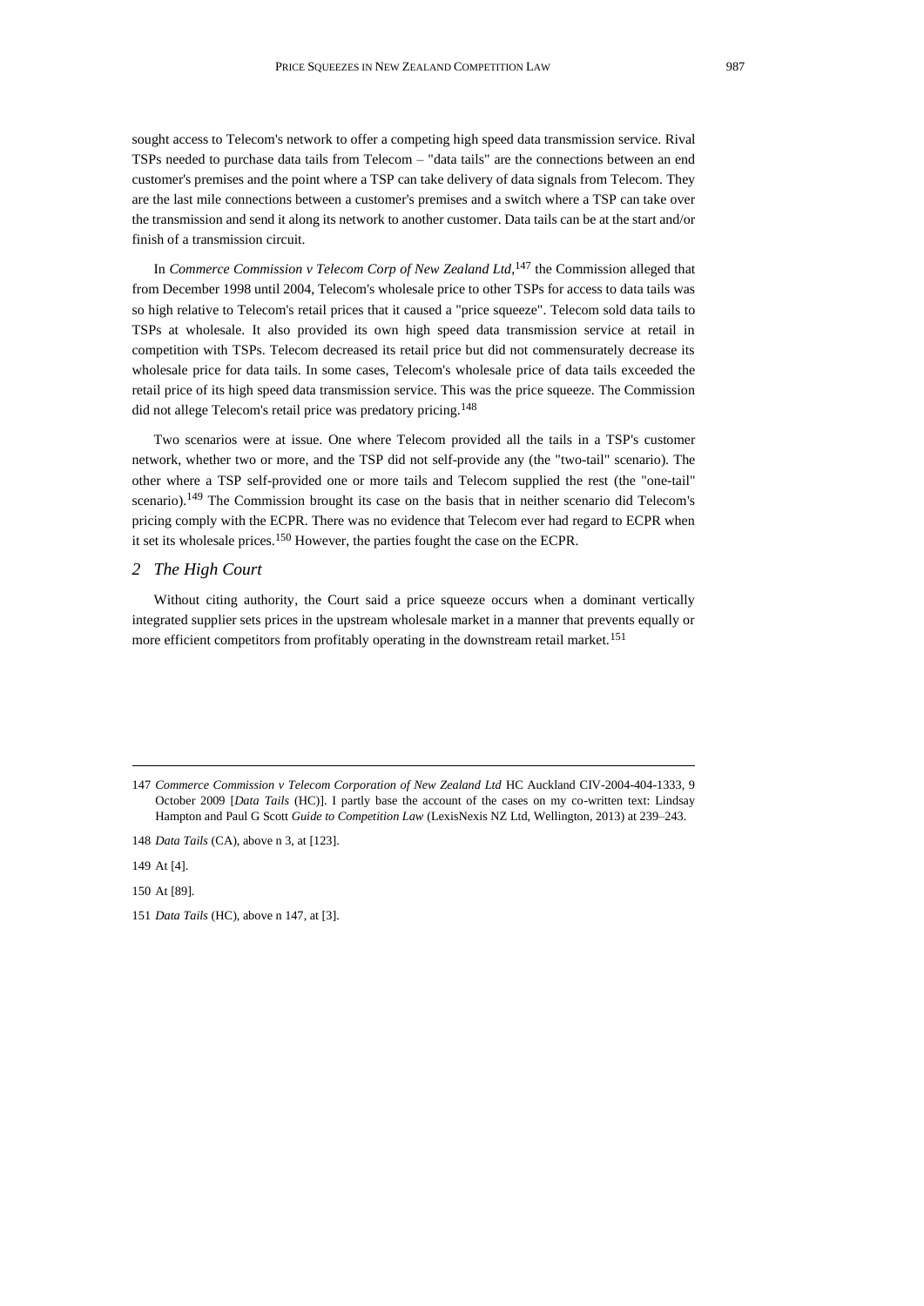sought access to Telecom's network to offer a competing high speed data transmission service. Rival TSPs needed to purchase data tails from Telecom – "data tails" are the connections between an end customer's premises and the point where a TSP can take delivery of data signals from Telecom. They are the last mile connections between a customer's premises and a switch where a TSP can take over the transmission and send it along its network to another customer. Data tails can be at the start and/or finish of a transmission circuit.

In *Commerce Commission v Telecom Corp of New Zealand Ltd*,[147] the Commission alleged that from December 1998 until 2004, Telecom's wholesale price to other TSPs for access to data tails was so high relative to Telecom's retail prices that it caused a "price squeeze". Telecom sold data tails to TSPs at wholesale. It also provided its own high speed data transmission service at retail in competition with TSPs. Telecom decreased its retail price but did not commensurately decrease its wholesale price for data tails. In some cases, Telecom's wholesale price of data tails exceeded the retail price of its high speed data transmission service. This was the price squeeze. The Commission did not allege Telecom's retail price was predatory pricing.[148]

Two scenarios were at issue. One where Telecom provided all the tails in a TSP's customer network, whether two or more, and the TSP did not self-provide any (the "two-tail" scenario). The other where a TSP self-provided one or more tails and Telecom supplied the rest (the "one-tail" scenario).[149] The Commission brought its case on the basis that in neither scenario did Telecom's pricing comply with the ECPR. There was no evidence that Telecom ever had regard to ECPR when it set its wholesale prices.[150] However, the parties fought the case on the ECPR.

## *2 The High Court*

Without citing authority, the Court said a price squeeze occurs when a dominant vertically integrated supplier sets prices in the upstream wholesale market in a manner that prevents equally or more efficient competitors from profitably operating in the downstream retail market.[151]

---

147 *Commerce Commission v Telecom Corporation of New Zealand Ltd* HC Auckland CIV-2004-404-1333, 9 October 2009 [*Data Tails* (HC)]. I partly base the account of the cases on my co-written text: Lindsay Hampton and Paul G Scott *Guide to Competition Law* (LexisNexis NZ Ltd, Wellington, 2013) at 239–243.

148 *Data Tails* (CA), above n 3, at [123].

149 At [4].

150 At [89].

151 *Data Tails* (HC), above n 147, at [3].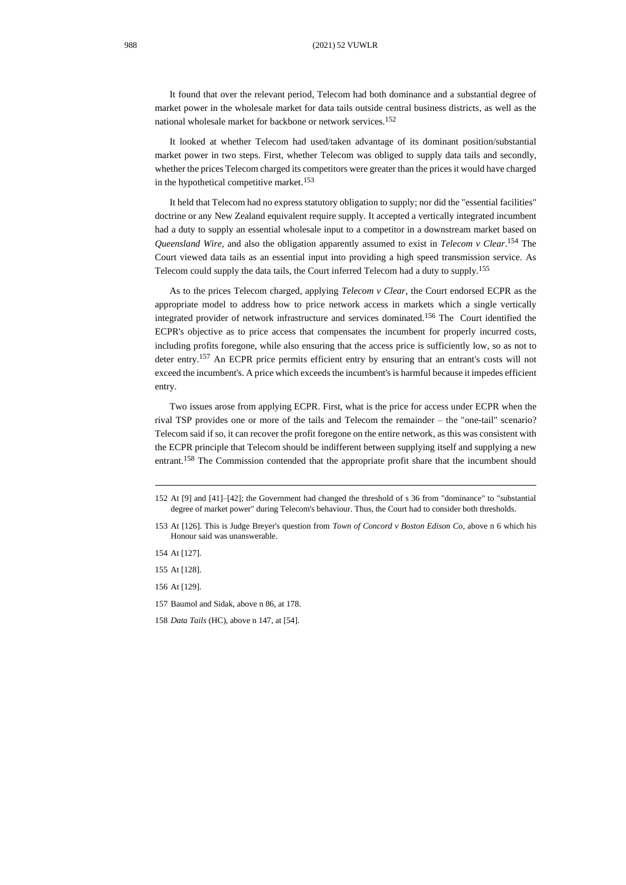It found that over the relevant period, Telecom had both dominance and a substantial degree of market power in the wholesale market for data tails outside central business districts, as well as the national wholesale market for backbone or network services.[152]

It looked at whether Telecom had used/taken advantage of its dominant position/substantial market power in two steps. First, whether Telecom was obliged to supply data tails and secondly, whether the prices Telecom charged its competitors were greater than the prices it would have charged in the hypothetical competitive market.[153]

It held that Telecom had no express statutory obligation to supply; nor did the "essential facilities" doctrine or any New Zealand equivalent require supply. It accepted a vertically integrated incumbent had a duty to supply an essential wholesale input to a competitor in a downstream market based on *Queensland Wire*, and also the obligation apparently assumed to exist in *Telecom v Clear*.[154] The Court viewed data tails as an essential input into providing a high speed transmission service. As Telecom could supply the data tails, the Court inferred Telecom had a duty to supply.[155]

As to the prices Telecom charged, applying *Telecom v Clear*, the Court endorsed ECPR as the appropriate model to address how to price network access in markets which a single vertically integrated provider of network infrastructure and services dominated.[156] The Court identified the ECPR's objective as to price access that compensates the incumbent for properly incurred costs, including profits foregone, while also ensuring that the access price is sufficiently low, so as not to deter entry.[157] An ECPR price permits efficient entry by ensuring that an entrant's costs will not exceed the incumbent's. A price which exceeds the incumbent's is harmful because it impedes efficient entry.

Two issues arose from applying ECPR. First, what is the price for access under ECPR when the rival TSP provides one or more of the tails and Telecom the remainder – the "one-tail" scenario? Telecom said if so, it can recover the profit foregone on the entire network, as this was consistent with the ECPR principle that Telecom should be indifferent between supplying itself and supplying a new entrant.[158] The Commission contended that the appropriate profit share that the incumbent should

---

152 At [9] and [41]–[42]; the Government had changed the threshold of s 36 from "dominance" to "substantial degree of market power" during Telecom's behaviour. Thus, the Court had to consider both thresholds.

153 At [126]. This is Judge Breyer's question from *Town of Concord v Boston Edison Co*, above n 6 which his Honour said was unanswerable.

154 At [127].

155 At [128].

156 At [129].

157 Baumol and Sidak, above n 86, at 178.

158 *Data Tails* (HC), above n 147, at [54].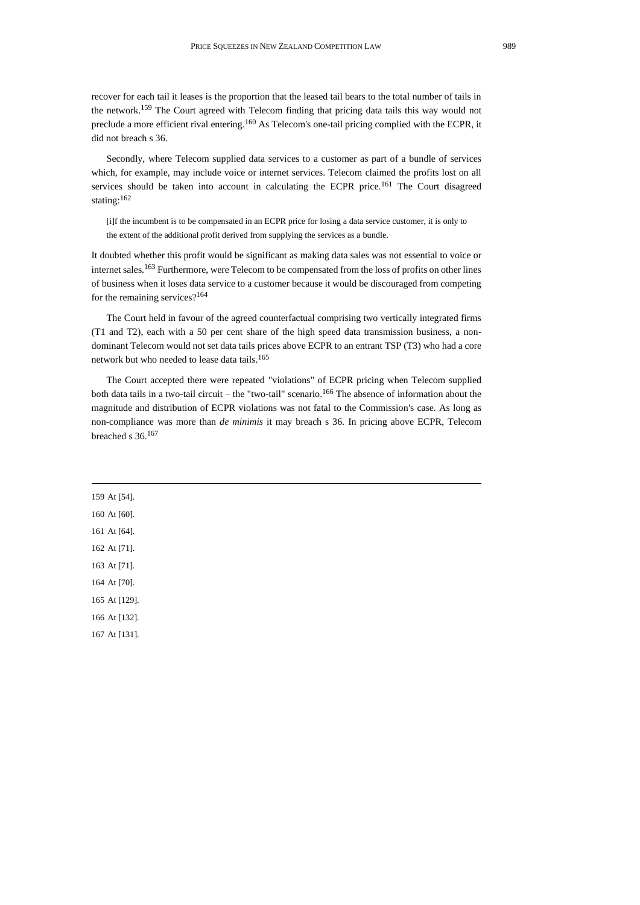recover for each tail it leases is the proportion that the leased tail bears to the total number of tails in the network.[159] The Court agreed with Telecom finding that pricing data tails this way would not preclude a more efficient rival entering.[160] As Telecom's one-tail pricing complied with the ECPR, it did not breach s 36.

Secondly, where Telecom supplied data services to a customer as part of a bundle of services which, for example, may include voice or internet services. Telecom claimed the profits lost on all services should be taken into account in calculating the ECPR price.[161] The Court disagreed stating:[162]

> [i]f the incumbent is to be compensated in an ECPR price for losing a data service customer, it is only to the extent of the additional profit derived from supplying the services as a bundle.

It doubted whether this profit would be significant as making data sales was not essential to voice or internet sales.[163] Furthermore, were Telecom to be compensated from the loss of profits on other lines of business when it loses data service to a customer because it would be discouraged from competing for the remaining services?[164]

The Court held in favour of the agreed counterfactual comprising two vertically integrated firms (T1 and T2), each with a 50 per cent share of the high speed data transmission business, a non-dominant Telecom would not set data tails prices above ECPR to an entrant TSP (T3) who had a core network but who needed to lease data tails.[165]

The Court accepted there were repeated "violations" of ECPR pricing when Telecom supplied both data tails in a two-tail circuit – the "two-tail" scenario.[166] The absence of information about the magnitude and distribution of ECPR violations was not fatal to the Commission's case. As long as non-compliance was more than *de minimis* it may breach s 36. In pricing above ECPR, Telecom breached s 36.[167]

---

159 At [54].

160 At [60].

161 At [64].

162 At [71].

163 At [71].

164 At [70].

165 At [129].

166 At [132].

167 At [131].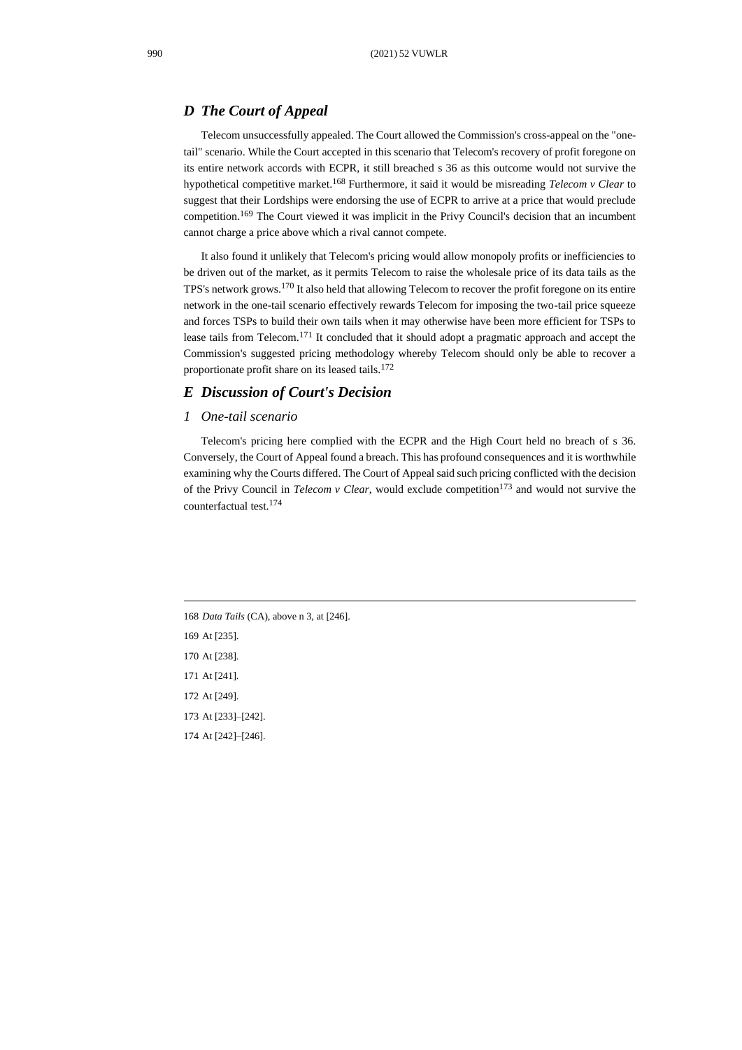### *D The Court of Appeal*

Telecom unsuccessfully appealed. The Court allowed the Commission's cross-appeal on the "one-tail" scenario. While the Court accepted in this scenario that Telecom's recovery of profit foregone on its entire network accords with ECPR, it still breached s 36 as this outcome would not survive the hypothetical competitive market.[168] Furthermore, it said it would be misreading *Telecom v Clear* to suggest that their Lordships were endorsing the use of ECPR to arrive at a price that would preclude competition.[169] The Court viewed it was implicit in the Privy Council's decision that an incumbent cannot charge a price above which a rival cannot compete.

It also found it unlikely that Telecom's pricing would allow monopoly profits or inefficiencies to be driven out of the market, as it permits Telecom to raise the wholesale price of its data tails as the TPS's network grows.[170] It also held that allowing Telecom to recover the profit foregone on its entire network in the one-tail scenario effectively rewards Telecom for imposing the two-tail price squeeze and forces TSPs to build their own tails when it may otherwise have been more efficient for TSPs to lease tails from Telecom.[171] It concluded that it should adopt a pragmatic approach and accept the Commission's suggested pricing methodology whereby Telecom should only be able to recover a proportionate profit share on its leased tails.[172]

### *E Discussion of Court's Decision*

#### *1 One-tail scenario*

Telecom's pricing here complied with the ECPR and the High Court held no breach of s 36. Conversely, the Court of Appeal found a breach. This has profound consequences and it is worthwhile examining why the Courts differed. The Court of Appeal said such pricing conflicted with the decision of the Privy Council in *Telecom v Clear*, would exclude competition[173] and would not survive the counterfactual test.[174]

---

168 *Data Tails* (CA), above n 3, at [246].

169 At [235].

170 At [238].

171 At [241].

172 At [249].

173 At [233]–[242].

174 At [242]–[246].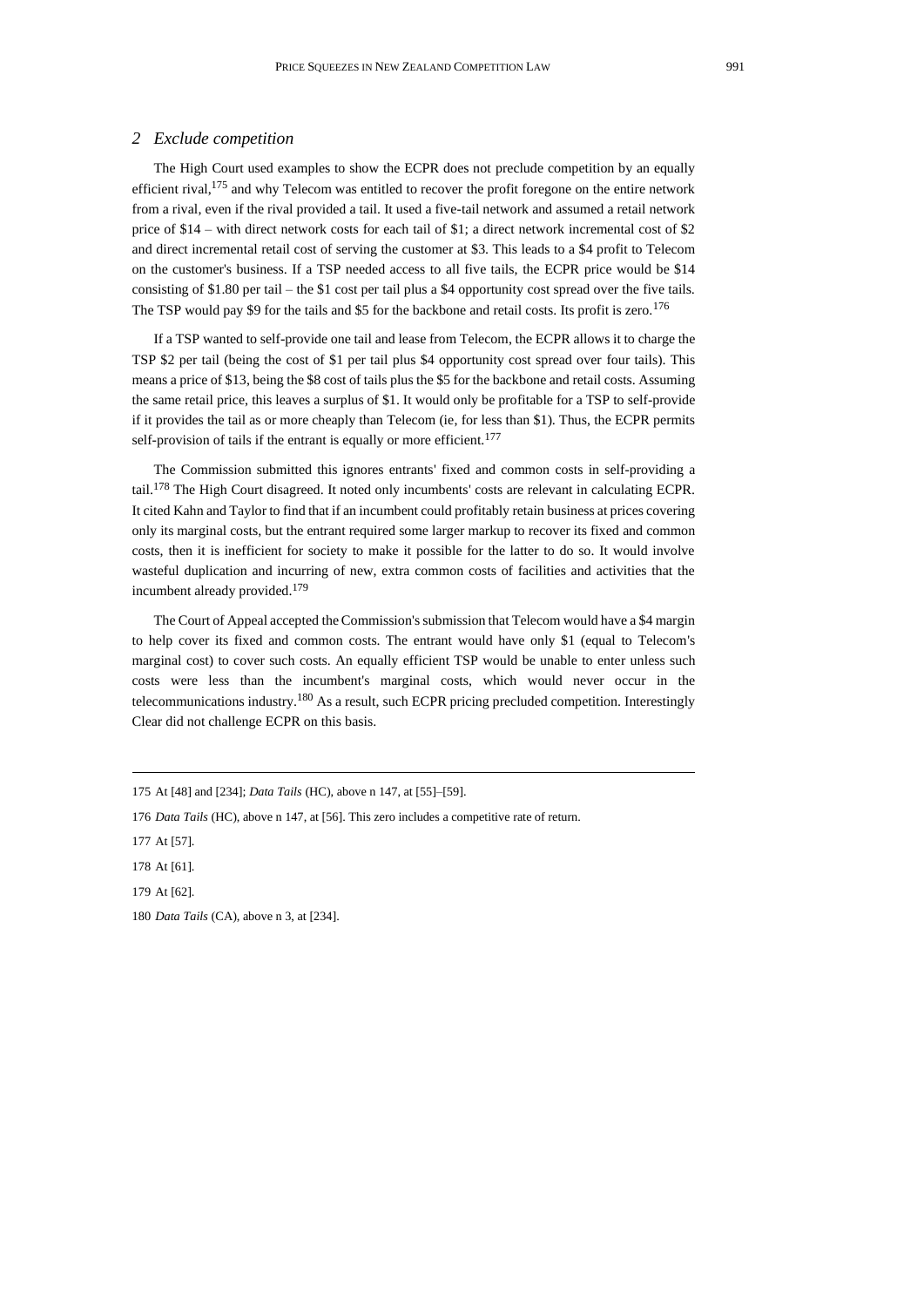## 2 Exclude competition

The High Court used examples to show the ECPR does not preclude competition by an equally efficient rival,[175] and why Telecom was entitled to recover the profit foregone on the entire network from a rival, even if the rival provided a tail. It used a five-tail network and assumed a retail network price of $14 – with direct network costs for each tail of $1; a direct network incremental cost of $2 and direct incremental retail cost of serving the customer at $3. This leads to a $4 profit to Telecom on the customer's business. If a TSP needed access to all five tails, the ECPR price would be $14 consisting of $1.80 per tail – the $1 cost per tail plus a $4 opportunity cost spread over the five tails. The TSP would pay $9 for the tails and $5 for the backbone and retail costs. Its profit is zero.[176]

If a TSP wanted to self-provide one tail and lease from Telecom, the ECPR allows it to charge the TSP $2 per tail (being the cost of $1 per tail plus $4 opportunity cost spread over four tails). This means a price of $13, being the $8 cost of tails plus the $5 for the backbone and retail costs. Assuming the same retail price, this leaves a surplus of $1. It would only be profitable for a TSP to self-provide if it provides the tail as or more cheaply than Telecom (ie, for less than $1). Thus, the ECPR permits self-provision of tails if the entrant is equally or more efficient.[177]

The Commission submitted this ignores entrants' fixed and common costs in self-providing a tail.[178] The High Court disagreed. It noted only incumbents' costs are relevant in calculating ECPR. It cited Kahn and Taylor to find that if an incumbent could profitably retain business at prices covering only its marginal costs, but the entrant required some larger markup to recover its fixed and common costs, then it is inefficient for society to make it possible for the latter to do so. It would involve wasteful duplication and incurring of new, extra common costs of facilities and activities that the incumbent already provided.[179]

The Court of Appeal accepted the Commission's submission that Telecom would have a $4 margin to help cover its fixed and common costs. The entrant would have only $1 (equal to Telecom's marginal cost) to cover such costs. An equally efficient TSP would be unable to enter unless such costs were less than the incumbent's marginal costs, which would never occur in the telecommunications industry.[180] As a result, such ECPR pricing precluded competition. Interestingly Clear did not challenge ECPR on this basis.

---

175 At [48] and [234]; *Data Tails* (HC), above n 147, at [55]–[59].

176 *Data Tails* (HC), above n 147, at [56]. This zero includes a competitive rate of return.

177 At [57].

178 At [61].

179 At [62].

180 *Data Tails* (CA), above n 3, at [234].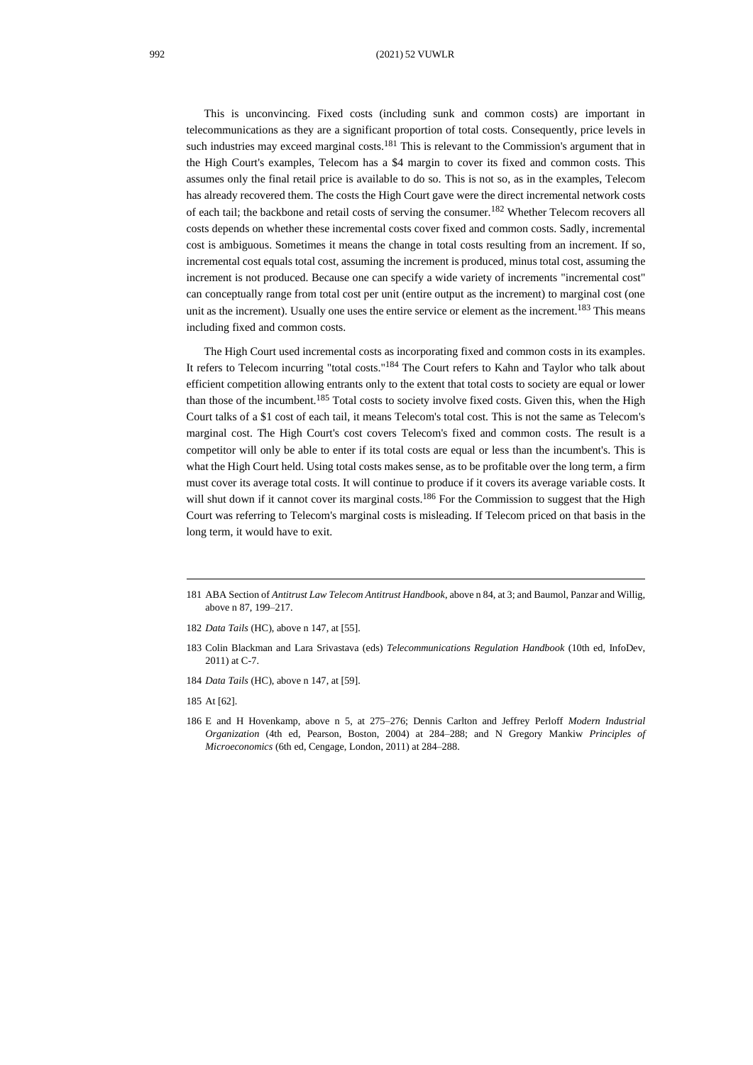This is unconvincing. Fixed costs (including sunk and common costs) are important in telecommunications as they are a significant proportion of total costs. Consequently, price levels in such industries may exceed marginal costs.[181] This is relevant to the Commission's argument that in the High Court's examples, Telecom has a $4 margin to cover its fixed and common costs. This assumes only the final retail price is available to do so. This is not so, as in the examples, Telecom has already recovered them. The costs the High Court gave were the direct incremental network costs of each tail; the backbone and retail costs of serving the consumer.[182] Whether Telecom recovers all costs depends on whether these incremental costs cover fixed and common costs. Sadly, incremental cost is ambiguous. Sometimes it means the change in total costs resulting from an increment. If so, incremental cost equals total cost, assuming the increment is produced, minus total cost, assuming the increment is not produced. Because one can specify a wide variety of increments "incremental cost" can conceptually range from total cost per unit (entire output as the increment) to marginal cost (one unit as the increment). Usually one uses the entire service or element as the increment.[183] This means including fixed and common costs.

The High Court used incremental costs as incorporating fixed and common costs in its examples. It refers to Telecom incurring "total costs."[184] The Court refers to Kahn and Taylor who talk about efficient competition allowing entrants only to the extent that total costs to society are equal or lower than those of the incumbent.[185] Total costs to society involve fixed costs. Given this, when the High Court talks of a $1 cost of each tail, it means Telecom's total cost. This is not the same as Telecom's marginal cost. The High Court's cost covers Telecom's fixed and common costs. The result is a competitor will only be able to enter if its total costs are equal or less than the incumbent's. This is what the High Court held. Using total costs makes sense, as to be profitable over the long term, a firm must cover its average total costs. It will continue to produce if it covers its average variable costs. It will shut down if it cannot cover its marginal costs.[186] For the Commission to suggest that the High Court was referring to Telecom's marginal costs is misleading. If Telecom priced on that basis in the long term, it would have to exit.

---

181 ABA Section of *Antitrust Law Telecom Antitrust Handbook*, above n 84, at 3; and Baumol, Panzar and Willig, above n 87, 199–217.

182 *Data Tails* (HC), above n 147, at [55].

183 Colin Blackman and Lara Srivastava (eds) *Telecommunications Regulation Handbook* (10th ed, InfoDev, 2011) at C-7.

184 *Data Tails* (HC), above n 147, at [59].

185 At [62].

186 E and H Hovenkamp, above n 5, at 275–276; Dennis Carlton and Jeffrey Perloff *Modern Industrial Organization* (4th ed, Pearson, Boston, 2004) at 284–288; and N Gregory Mankiw *Principles of Microeconomics* (6th ed, Cengage, London, 2011) at 284–288.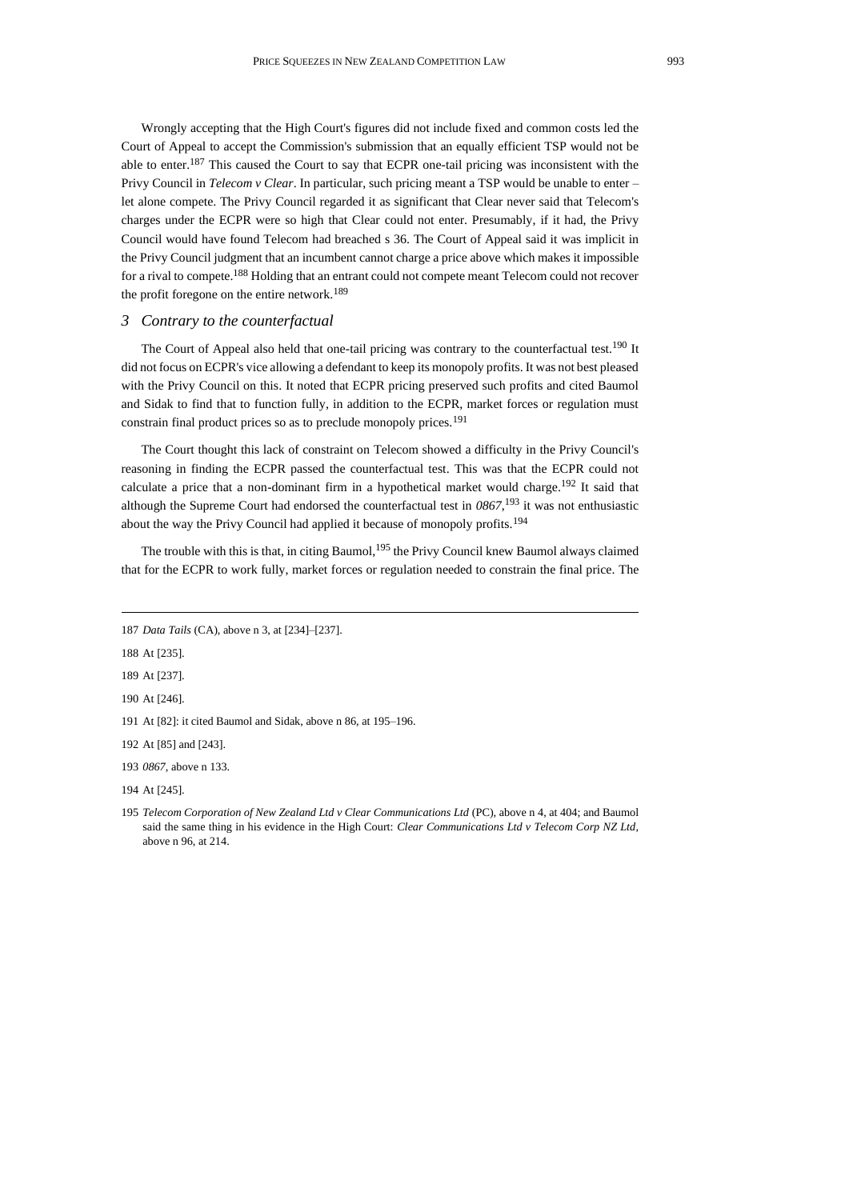Wrongly accepting that the High Court's figures did not include fixed and common costs led the Court of Appeal to accept the Commission's submission that an equally efficient TSP would not be able to enter.[187] This caused the Court to say that ECPR one-tail pricing was inconsistent with the Privy Council in *Telecom v Clear*. In particular, such pricing meant a TSP would be unable to enter – let alone compete. The Privy Council regarded it as significant that Clear never said that Telecom's charges under the ECPR were so high that Clear could not enter. Presumably, if it had, the Privy Council would have found Telecom had breached s 36. The Court of Appeal said it was implicit in the Privy Council judgment that an incumbent cannot charge a price above which makes it impossible for a rival to compete.[188] Holding that an entrant could not compete meant Telecom could not recover the profit foregone on the entire network.[189]

### *3 Contrary to the counterfactual*

The Court of Appeal also held that one-tail pricing was contrary to the counterfactual test.[190] It did not focus on ECPR's vice allowing a defendant to keep its monopoly profits. It was not best pleased with the Privy Council on this. It noted that ECPR pricing preserved such profits and cited Baumol and Sidak to find that to function fully, in addition to the ECPR, market forces or regulation must constrain final product prices so as to preclude monopoly prices.[191]

The Court thought this lack of constraint on Telecom showed a difficulty in the Privy Council's reasoning in finding the ECPR passed the counterfactual test. This was that the ECPR could not calculate a price that a non-dominant firm in a hypothetical market would charge.[192] It said that although the Supreme Court had endorsed the counterfactual test in *0867*,[193] it was not enthusiastic about the way the Privy Council had applied it because of monopoly profits.[194]

The trouble with this is that, in citing Baumol,[195] the Privy Council knew Baumol always claimed that for the ECPR to work fully, market forces or regulation needed to constrain the final price. The

---

187 *Data Tails* (CA), above n 3, at [234]–[237].

188 At [235].

189 At [237].

190 At [246].

191 At [82]: it cited Baumol and Sidak, above n 86, at 195–196.

192 At [85] and [243].

193 *0867*, above n 133.

194 At [245].

195 *Telecom Corporation of New Zealand Ltd v Clear Communications Ltd* (PC), above n 4, at 404; and Baumol said the same thing in his evidence in the High Court: *Clear Communications Ltd v Telecom Corp NZ Ltd*, above n 96, at 214.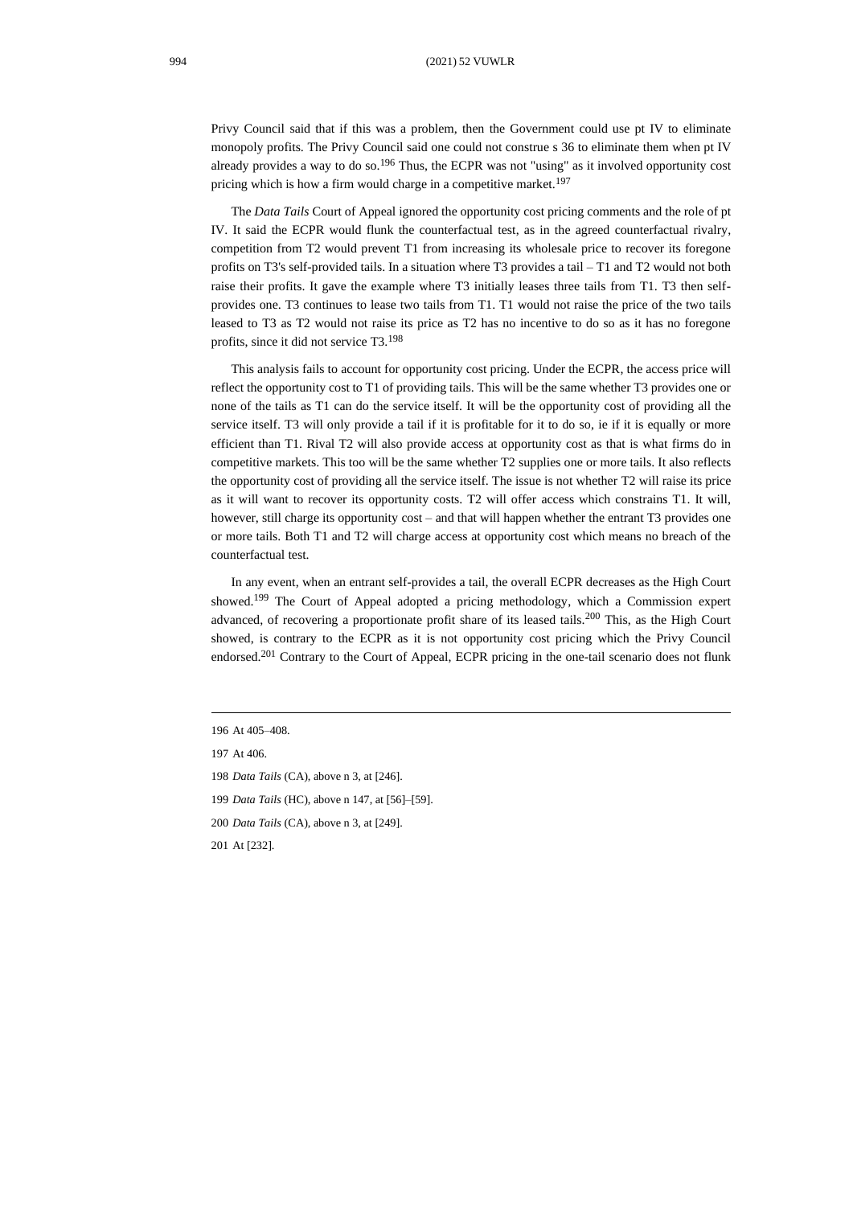Privy Council said that if this was a problem, then the Government could use pt IV to eliminate monopoly profits. The Privy Council said one could not construe s 36 to eliminate them when pt IV already provides a way to do so.[196] Thus, the ECPR was not "using" as it involved opportunity cost pricing which is how a firm would charge in a competitive market.[197]

The *Data Tails* Court of Appeal ignored the opportunity cost pricing comments and the role of pt IV. It said the ECPR would flunk the counterfactual test, as in the agreed counterfactual rivalry, competition from T2 would prevent T1 from increasing its wholesale price to recover its foregone profits on T3's self-provided tails. In a situation where T3 provides a tail – T1 and T2 would not both raise their profits. It gave the example where T3 initially leases three tails from T1. T3 then self-provides one. T3 continues to lease two tails from T1. T1 would not raise the price of the two tails leased to T3 as T2 would not raise its price as T2 has no incentive to do so as it has no foregone profits, since it did not service T3.[198]

This analysis fails to account for opportunity cost pricing. Under the ECPR, the access price will reflect the opportunity cost to T1 of providing tails. This will be the same whether T3 provides one or none of the tails as T1 can do the service itself. It will be the opportunity cost of providing all the service itself. T3 will only provide a tail if it is profitable for it to do so, ie if it is equally or more efficient than T1. Rival T2 will also provide access at opportunity cost as that is what firms do in competitive markets. This too will be the same whether T2 supplies one or more tails. It also reflects the opportunity cost of providing all the service itself. The issue is not whether T2 will raise its price as it will want to recover its opportunity costs. T2 will offer access which constrains T1. It will, however, still charge its opportunity cost – and that will happen whether the entrant T3 provides one or more tails. Both T1 and T2 will charge access at opportunity cost which means no breach of the counterfactual test.

In any event, when an entrant self-provides a tail, the overall ECPR decreases as the High Court showed.[199] The Court of Appeal adopted a pricing methodology, which a Commission expert advanced, of recovering a proportionate profit share of its leased tails.[200] This, as the High Court showed, is contrary to the ECPR as it is not opportunity cost pricing which the Privy Council endorsed.[201] Contrary to the Court of Appeal, ECPR pricing in the one-tail scenario does not flunk

---

196 At 405–408.

197 At 406.

198 *Data Tails* (CA), above n 3, at [246].

199 *Data Tails* (HC), above n 147, at [56]–[59].

200 *Data Tails* (CA), above n 3, at [249].

201 At [232].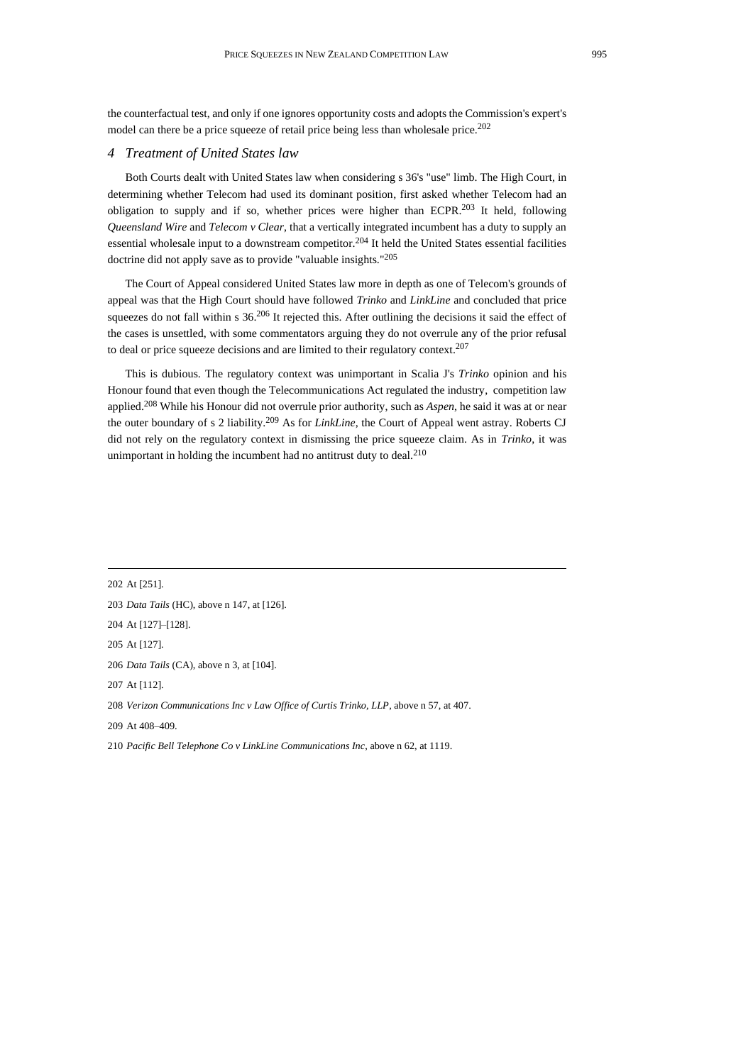the counterfactual test, and only if one ignores opportunity costs and adopts the Commission's expert's model can there be a price squeeze of retail price being less than wholesale price.[202]

### 4 Treatment of United States law

Both Courts dealt with United States law when considering s 36's "use" limb. The High Court, in determining whether Telecom had used its dominant position, first asked whether Telecom had an obligation to supply and if so, whether prices were higher than ECPR.[203] It held, following *Queensland Wire* and *Telecom v Clear*, that a vertically integrated incumbent has a duty to supply an essential wholesale input to a downstream competitor.[204] It held the United States essential facilities doctrine did not apply save as to provide "valuable insights."[205]

The Court of Appeal considered United States law more in depth as one of Telecom's grounds of appeal was that the High Court should have followed *Trinko* and *LinkLine* and concluded that price squeezes do not fall within s 36.[206] It rejected this. After outlining the decisions it said the effect of the cases is unsettled, with some commentators arguing they do not overrule any of the prior refusal to deal or price squeeze decisions and are limited to their regulatory context.[207]

This is dubious. The regulatory context was unimportant in Scalia J's *Trinko* opinion and his Honour found that even though the Telecommunications Act regulated the industry, competition law applied.[208] While his Honour did not overrule prior authority, such as *Aspen*, he said it was at or near the outer boundary of s 2 liability.[209] As for *LinkLine*, the Court of Appeal went astray. Roberts CJ did not rely on the regulatory context in dismissing the price squeeze claim. As in *Trinko*, it was unimportant in holding the incumbent had no antitrust duty to deal.[210]

---

202 At [251].

203 *Data Tails* (HC), above n 147, at [126].

204 At [127]–[128].

205 At [127].

206 *Data Tails* (CA), above n 3, at [104].

207 At [112].

208 *Verizon Communications Inc v Law Office of Curtis Trinko, LLP*, above n 57, at 407.

209 At 408–409.

210 *Pacific Bell Telephone Co v LinkLine Communications Inc*, above n 62, at 1119.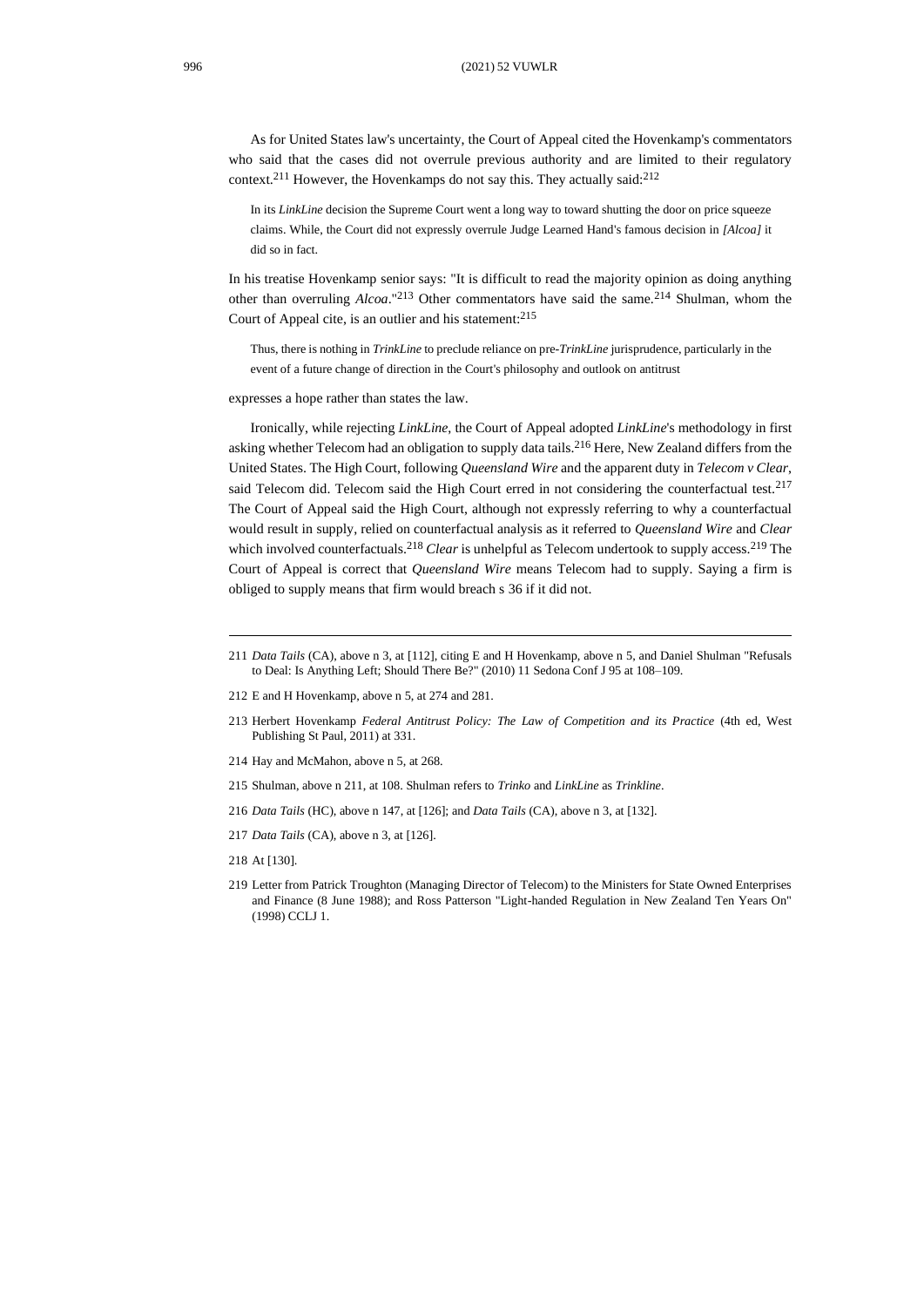As for United States law's uncertainty, the Court of Appeal cited the Hovenkamp's commentators who said that the cases did not overrule previous authority and are limited to their regulatory context.[211] However, the Hovenkamps do not say this. They actually said:[212]

> In its *LinkLine* decision the Supreme Court went a long way to toward shutting the door on price squeeze claims. While, the Court did not expressly overrule Judge Learned Hand's famous decision in *[Alcoa]* it did so in fact.

In his treatise Hovenkamp senior says: "It is difficult to read the majority opinion as doing anything other than overruling *Alcoa*."[213] Other commentators have said the same.[214] Shulman, whom the Court of Appeal cite, is an outlier and his statement:[215]

> Thus, there is nothing in *TrinkLine* to preclude reliance on pre-*TrinkLine* jurisprudence, particularly in the event of a future change of direction in the Court's philosophy and outlook on antitrust

expresses a hope rather than states the law.

Ironically, while rejecting *LinkLine*, the Court of Appeal adopted *LinkLine*'s methodology in first asking whether Telecom had an obligation to supply data tails.[216] Here, New Zealand differs from the United States. The High Court, following *Queensland Wire* and the apparent duty in *Telecom v Clear*, said Telecom did. Telecom said the High Court erred in not considering the counterfactual test.[217] The Court of Appeal said the High Court, although not expressly referring to why a counterfactual would result in supply, relied on counterfactual analysis as it referred to *Queensland Wire* and *Clear* which involved counterfactuals.[218] *Clear* is unhelpful as Telecom undertook to supply access.[219] The Court of Appeal is correct that *Queensland Wire* means Telecom had to supply. Saying a firm is obliged to supply means that firm would breach s 36 if it did not.

---

211 *Data Tails* (CA), above n 3, at [112], citing E and H Hovenkamp, above n 5, and Daniel Shulman "Refusals to Deal: Is Anything Left; Should There Be?" (2010) 11 Sedona Conf J 95 at 108–109.

212 E and H Hovenkamp, above n 5, at 274 and 281.

213 Herbert Hovenkamp *Federal Antitrust Policy: The Law of Competition and its Practice* (4th ed, West Publishing St Paul, 2011) at 331.

214 Hay and McMahon, above n 5, at 268.

215 Shulman, above n 211, at 108. Shulman refers to *Trinko* and *LinkLine* as *Trinkline*.

216 *Data Tails* (HC), above n 147, at [126]; and *Data Tails* (CA), above n 3, at [132].

217 *Data Tails* (CA), above n 3, at [126].

218 At [130].

219 Letter from Patrick Troughton (Managing Director of Telecom) to the Ministers for State Owned Enterprises and Finance (8 June 1988); and Ross Patterson "Light-handed Regulation in New Zealand Ten Years On" (1998) CCLJ 1.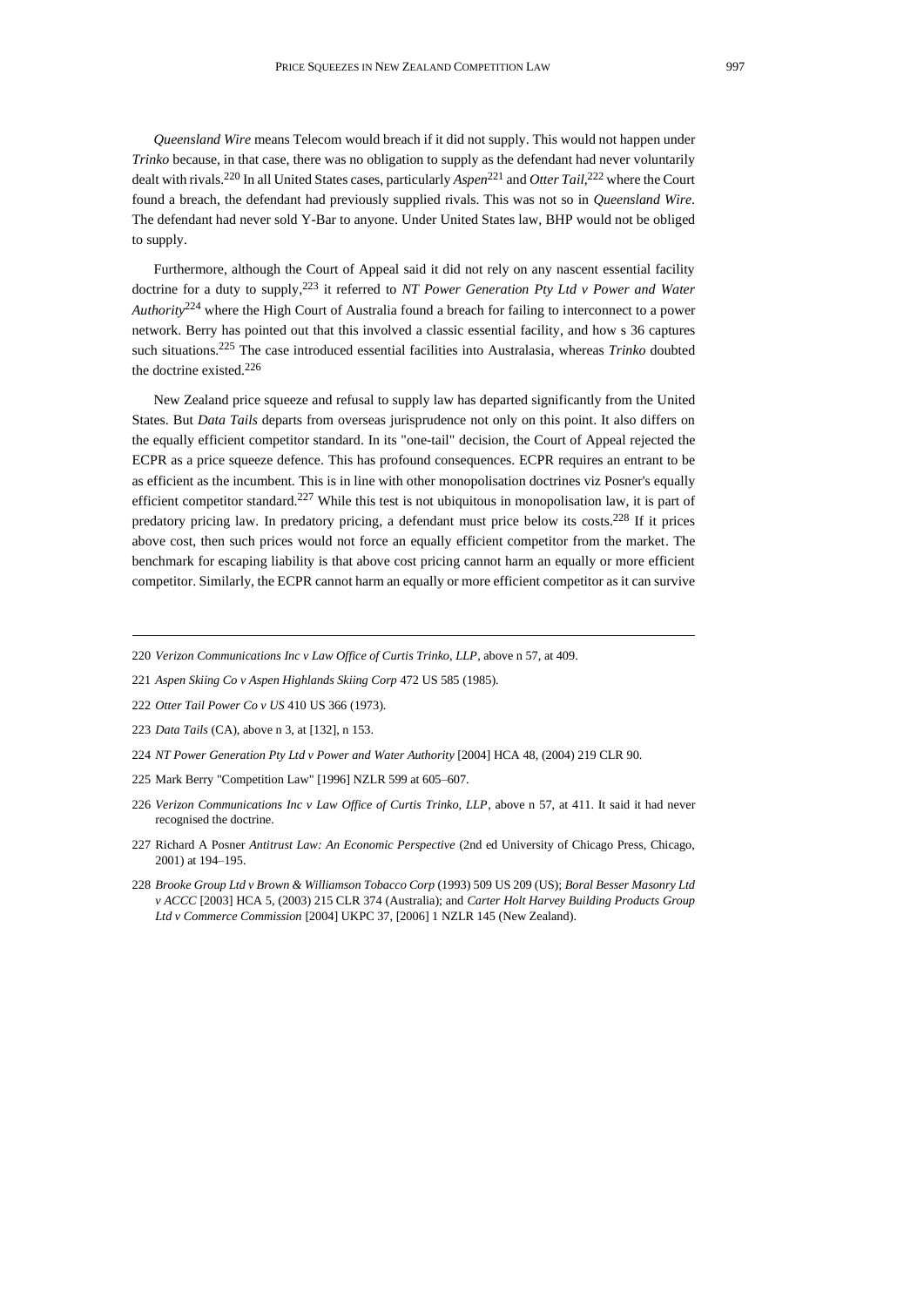*Queensland Wire* means Telecom would breach if it did not supply. This would not happen under *Trinko* because, in that case, there was no obligation to supply as the defendant had never voluntarily dealt with rivals.[220] In all United States cases, particularly *Aspen*[221] and *Otter Tail*,[222] where the Court found a breach, the defendant had previously supplied rivals. This was not so in *Queensland Wire*. The defendant had never sold Y-Bar to anyone. Under United States law, BHP would not be obliged to supply.

Furthermore, although the Court of Appeal said it did not rely on any nascent essential facility doctrine for a duty to supply,[223] it referred to *NT Power Generation Pty Ltd v Power and Water Authority*[224] where the High Court of Australia found a breach for failing to interconnect to a power network. Berry has pointed out that this involved a classic essential facility, and how s 36 captures such situations.[225] The case introduced essential facilities into Australasia, whereas *Trinko* doubted the doctrine existed.[226]

New Zealand price squeeze and refusal to supply law has departed significantly from the United States. But *Data Tails* departs from overseas jurisprudence not only on this point. It also differs on the equally efficient competitor standard. In its "one-tail" decision, the Court of Appeal rejected the ECPR as a price squeeze defence. This has profound consequences. ECPR requires an entrant to be as efficient as the incumbent. This is in line with other monopolisation doctrines viz Posner's equally efficient competitor standard.[227] While this test is not ubiquitous in monopolisation law, it is part of predatory pricing law. In predatory pricing, a defendant must price below its costs.[228] If it prices above cost, then such prices would not force an equally efficient competitor from the market. The benchmark for escaping liability is that above cost pricing cannot harm an equally or more efficient competitor. Similarly, the ECPR cannot harm an equally or more efficient competitor as it can survive

---

220 *Verizon Communications Inc v Law Office of Curtis Trinko, LLP*, above n 57, at 409.

221 *Aspen Skiing Co v Aspen Highlands Skiing Corp* 472 US 585 (1985).

222 *Otter Tail Power Co v US* 410 US 366 (1973).

223 *Data Tails* (CA), above n 3, at [132], n 153.

224 *NT Power Generation Pty Ltd v Power and Water Authority* [2004] HCA 48, (2004) 219 CLR 90.

225 Mark Berry "Competition Law" [1996] NZLR 599 at 605–607.

226 *Verizon Communications Inc v Law Office of Curtis Trinko, LLP*, above n 57, at 411. It said it had never recognised the doctrine.

227 Richard A Posner *Antitrust Law: An Economic Perspective* (2nd ed University of Chicago Press, Chicago, 2001) at 194–195.

228 *Brooke Group Ltd v Brown & Williamson Tobacco Corp* (1993) 509 US 209 (US); *Boral Besser Masonry Ltd v ACCC* [2003] HCA 5, (2003) 215 CLR 374 (Australia); and *Carter Holt Harvey Building Products Group Ltd v Commerce Commission* [2004] UKPC 37, [2006] 1 NZLR 145 (New Zealand).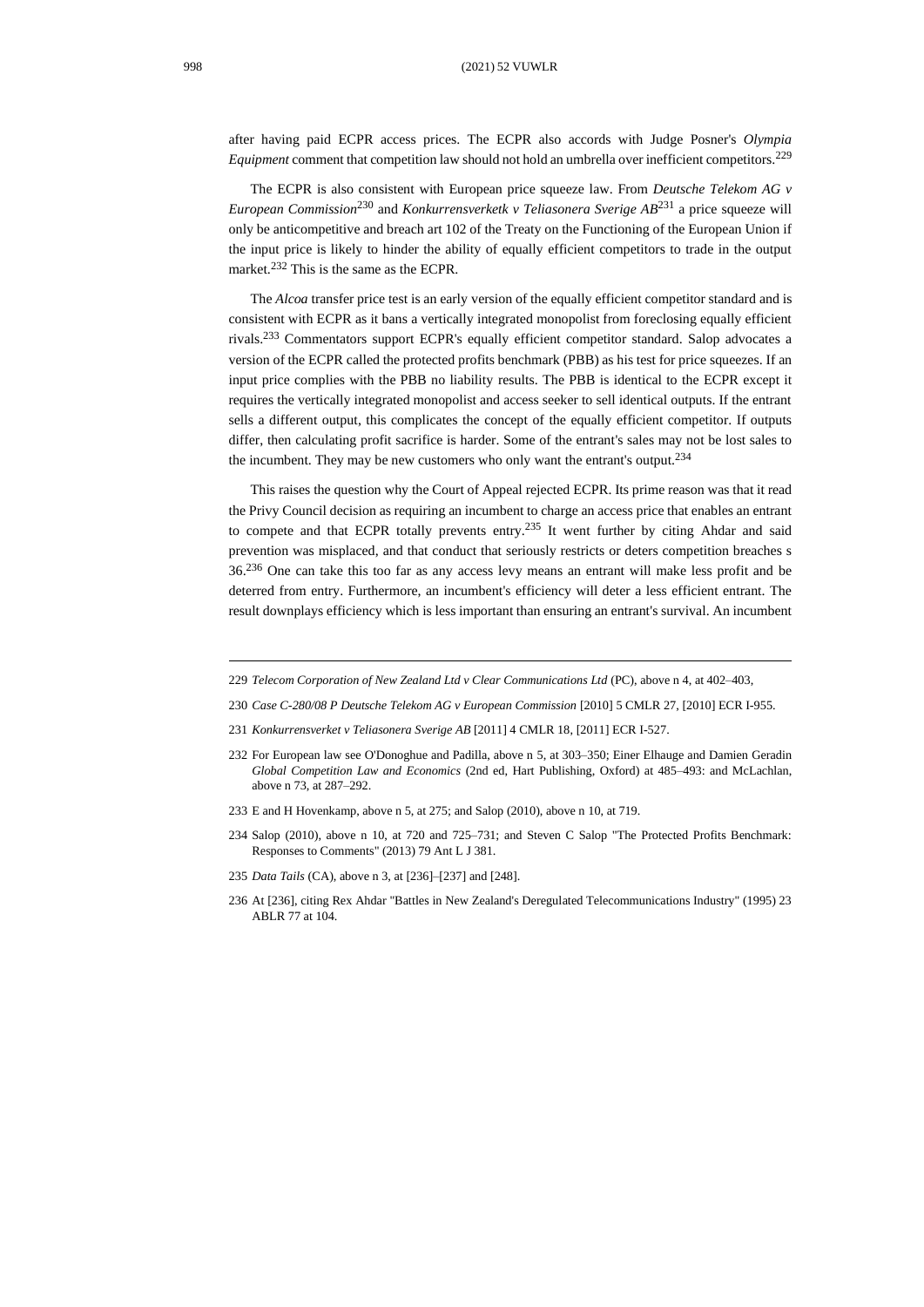after having paid ECPR access prices. The ECPR also accords with Judge Posner's *Olympia Equipment* comment that competition law should not hold an umbrella over inefficient competitors.[229]

The ECPR is also consistent with European price squeeze law. From *Deutsche Telekom AG v European Commission*[230] and *Konkurrensverketk v Teliasonera Sverige AB*[231] a price squeeze will only be anticompetitive and breach art 102 of the Treaty on the Functioning of the European Union if the input price is likely to hinder the ability of equally efficient competitors to trade in the output market.[232] This is the same as the ECPR.

The *Alcoa* transfer price test is an early version of the equally efficient competitor standard and is consistent with ECPR as it bans a vertically integrated monopolist from foreclosing equally efficient rivals.[233] Commentators support ECPR's equally efficient competitor standard. Salop advocates a version of the ECPR called the protected profits benchmark (PBB) as his test for price squeezes. If an input price complies with the PBB no liability results. The PBB is identical to the ECPR except it requires the vertically integrated monopolist and access seeker to sell identical outputs. If the entrant sells a different output, this complicates the concept of the equally efficient competitor. If outputs differ, then calculating profit sacrifice is harder. Some of the entrant's sales may not be lost sales to the incumbent. They may be new customers who only want the entrant's output.[234]

This raises the question why the Court of Appeal rejected ECPR. Its prime reason was that it read the Privy Council decision as requiring an incumbent to charge an access price that enables an entrant to compete and that ECPR totally prevents entry.[235] It went further by citing Ahdar and said prevention was misplaced, and that conduct that seriously restricts or deters competition breaches s 36.[236] One can take this too far as any access levy means an entrant will make less profit and be deterred from entry. Furthermore, an incumbent's efficiency will deter a less efficient entrant. The result downplays efficiency which is less important than ensuring an entrant's survival. An incumbent

---

229 *Telecom Corporation of New Zealand Ltd v Clear Communications Ltd* (PC), above n 4, at 402–403,

230 *Case C-280/08 P Deutsche Telekom AG v European Commission* [2010] 5 CMLR 27, [2010] ECR I-955.

231 *Konkurrensverket v Teliasonera Sverige AB* [2011] 4 CMLR 18, [2011] ECR I-527.

232 For European law see O'Donoghue and Padilla, above n 5, at 303–350; Einer Elhauge and Damien Geradin *Global Competition Law and Economics* (2nd ed, Hart Publishing, Oxford) at 485–493: and McLachlan, above n 73, at 287–292.

233 E and H Hovenkamp, above n 5, at 275; and Salop (2010), above n 10, at 719.

234 Salop (2010), above n 10, at 720 and 725–731; and Steven C Salop "The Protected Profits Benchmark: Responses to Comments" (2013) 79 Ant L J 381.

235 *Data Tails* (CA), above n 3, at [236]–[237] and [248].

236 At [236], citing Rex Ahdar "Battles in New Zealand's Deregulated Telecommunications Industry" (1995) 23 ABLR 77 at 104.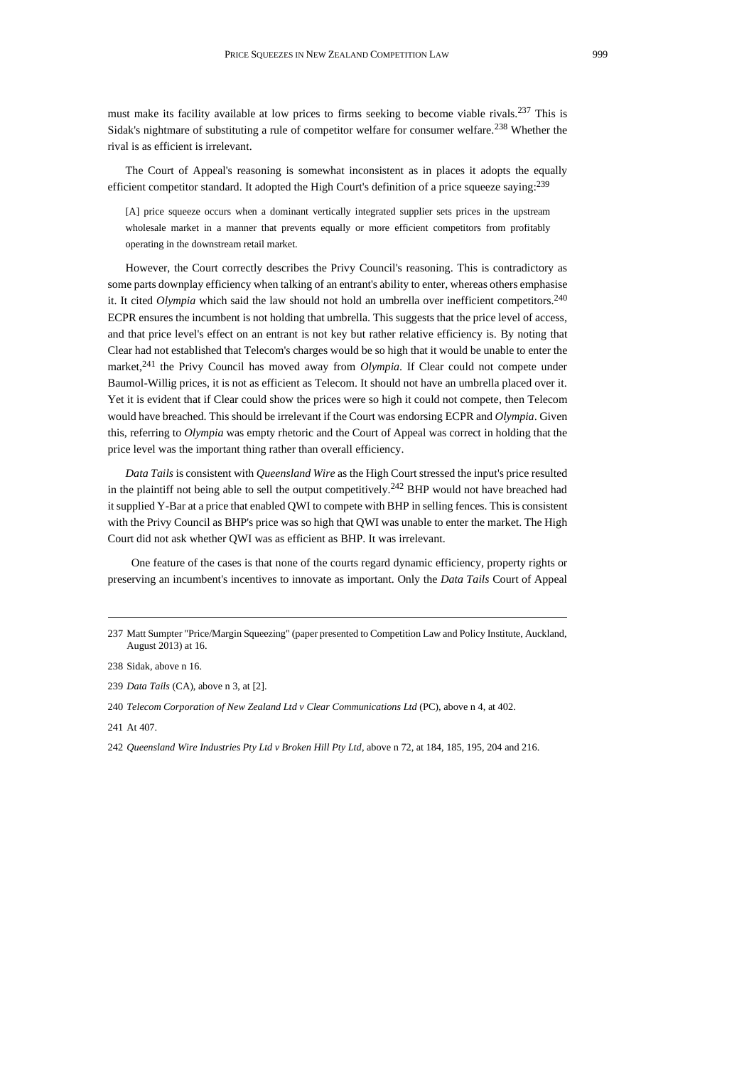must make its facility available at low prices to firms seeking to become viable rivals.[237] This is Sidak's nightmare of substituting a rule of competitor welfare for consumer welfare.[238] Whether the rival is as efficient is irrelevant.

The Court of Appeal's reasoning is somewhat inconsistent as in places it adopts the equally efficient competitor standard. It adopted the High Court's definition of a price squeeze saying:[239]

> [A] price squeeze occurs when a dominant vertically integrated supplier sets prices in the upstream wholesale market in a manner that prevents equally or more efficient competitors from profitably operating in the downstream retail market.

However, the Court correctly describes the Privy Council's reasoning. This is contradictory as some parts downplay efficiency when talking of an entrant's ability to enter, whereas others emphasise it. It cited *Olympia* which said the law should not hold an umbrella over inefficient competitors.[240] ECPR ensures the incumbent is not holding that umbrella. This suggests that the price level of access, and that price level's effect on an entrant is not key but rather relative efficiency is. By noting that Clear had not established that Telecom's charges would be so high that it would be unable to enter the market,[241] the Privy Council has moved away from *Olympia*. If Clear could not compete under Baumol-Willig prices, it is not as efficient as Telecom. It should not have an umbrella placed over it. Yet it is evident that if Clear could show the prices were so high it could not compete, then Telecom would have breached. This should be irrelevant if the Court was endorsing ECPR and *Olympia*. Given this, referring to *Olympia* was empty rhetoric and the Court of Appeal was correct in holding that the price level was the important thing rather than overall efficiency.

*Data Tails* is consistent with *Queensland Wire* as the High Court stressed the input's price resulted in the plaintiff not being able to sell the output competitively.[242] BHP would not have breached had it supplied Y-Bar at a price that enabled QWI to compete with BHP in selling fences. This is consistent with the Privy Council as BHP's price was so high that QWI was unable to enter the market. The High Court did not ask whether QWI was as efficient as BHP. It was irrelevant.

One feature of the cases is that none of the courts regard dynamic efficiency, property rights or preserving an incumbent's incentives to innovate as important. Only the *Data Tails* Court of Appeal

---

237 Matt Sumpter "Price/Margin Squeezing" (paper presented to Competition Law and Policy Institute, Auckland, August 2013) at 16.

238 Sidak, above n 16.

239 *Data Tails* (CA), above n 3, at [2].

240 *Telecom Corporation of New Zealand Ltd v Clear Communications Ltd* (PC), above n 4, at 402.

241 At 407.

242 *Queensland Wire Industries Pty Ltd v Broken Hill Pty Ltd*, above n 72, at 184, 185, 195, 204 and 216.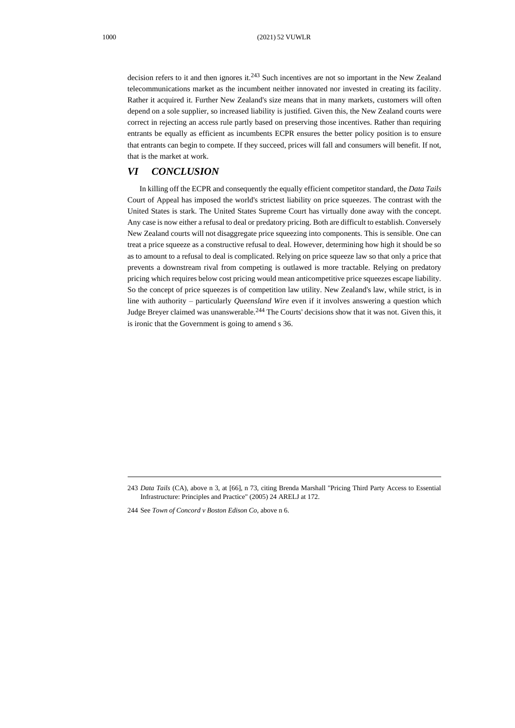decision refers to it and then ignores it.[243] Such incentives are not so important in the New Zealand telecommunications market as the incumbent neither innovated nor invested in creating its facility. Rather it acquired it. Further New Zealand's size means that in many markets, customers will often depend on a sole supplier, so increased liability is justified. Given this, the New Zealand courts were correct in rejecting an access rule partly based on preserving those incentives. Rather than requiring entrants be equally as efficient as incumbents ECPR ensures the better policy position is to ensure that entrants can begin to compete. If they succeed, prices will fall and consumers will benefit. If not, that is the market at work.

## *VI CONCLUSION*

In killing off the ECPR and consequently the equally efficient competitor standard, the *Data Tails* Court of Appeal has imposed the world's strictest liability on price squeezes. The contrast with the United States is stark. The United States Supreme Court has virtually done away with the concept. Any case is now either a refusal to deal or predatory pricing. Both are difficult to establish. Conversely New Zealand courts will not disaggregate price squeezing into components. This is sensible. One can treat a price squeeze as a constructive refusal to deal. However, determining how high it should be so as to amount to a refusal to deal is complicated. Relying on price squeeze law so that only a price that prevents a downstream rival from competing is outlawed is more tractable. Relying on predatory pricing which requires below cost pricing would mean anticompetitive price squeezes escape liability. So the concept of price squeezes is of competition law utility. New Zealand's law, while strict, is in line with authority – particularly *Queensland Wire* even if it involves answering a question which Judge Breyer claimed was unanswerable.[244] The Courts' decisions show that it was not. Given this, it is ironic that the Government is going to amend s 36.

---

243 *Data Tails* (CA), above n 3, at [66], n 73, citing Brenda Marshall "Pricing Third Party Access to Essential Infrastructure: Principles and Practice" (2005) 24 ARELJ at 172.

244 See *Town of Concord v Boston Edison Co*, above n 6.